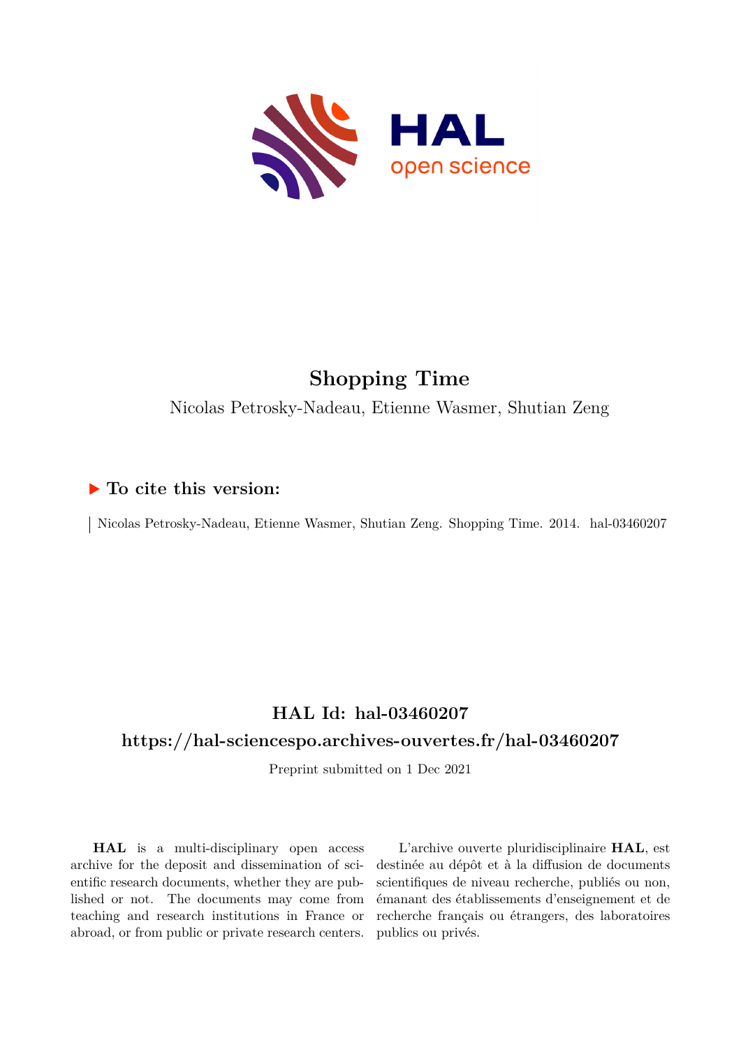# Shopping Time

Nicolas Petrosky-Nadeau, Etienne Wasmer, Shutian Zeng

## ▶ To cite this version:

Nicolas Petrosky-Nadeau, Etienne Wasmer, Shutian Zeng. Shopping Time. 2014. hal-03460207

## HAL Id: hal-03460207

## https://hal-sciencespo.archives-ouvertes.fr/hal-03460207

Preprint submitted on 1 Dec 2021

**HAL** is a multi-disciplinary open access archive for the deposit and dissemination of scientific research documents, whether they are published or not. The documents may come from teaching and research institutions in France or abroad, or from public or private research centers.

L'archive ouverte pluridisciplinaire **HAL**, est destinée au dépôt et à la diffusion de documents scientifiques de niveau recherche, publiés ou non, émanant des établissements d'enseignement et de recherche français ou étrangers, des laboratoires publics ou privés.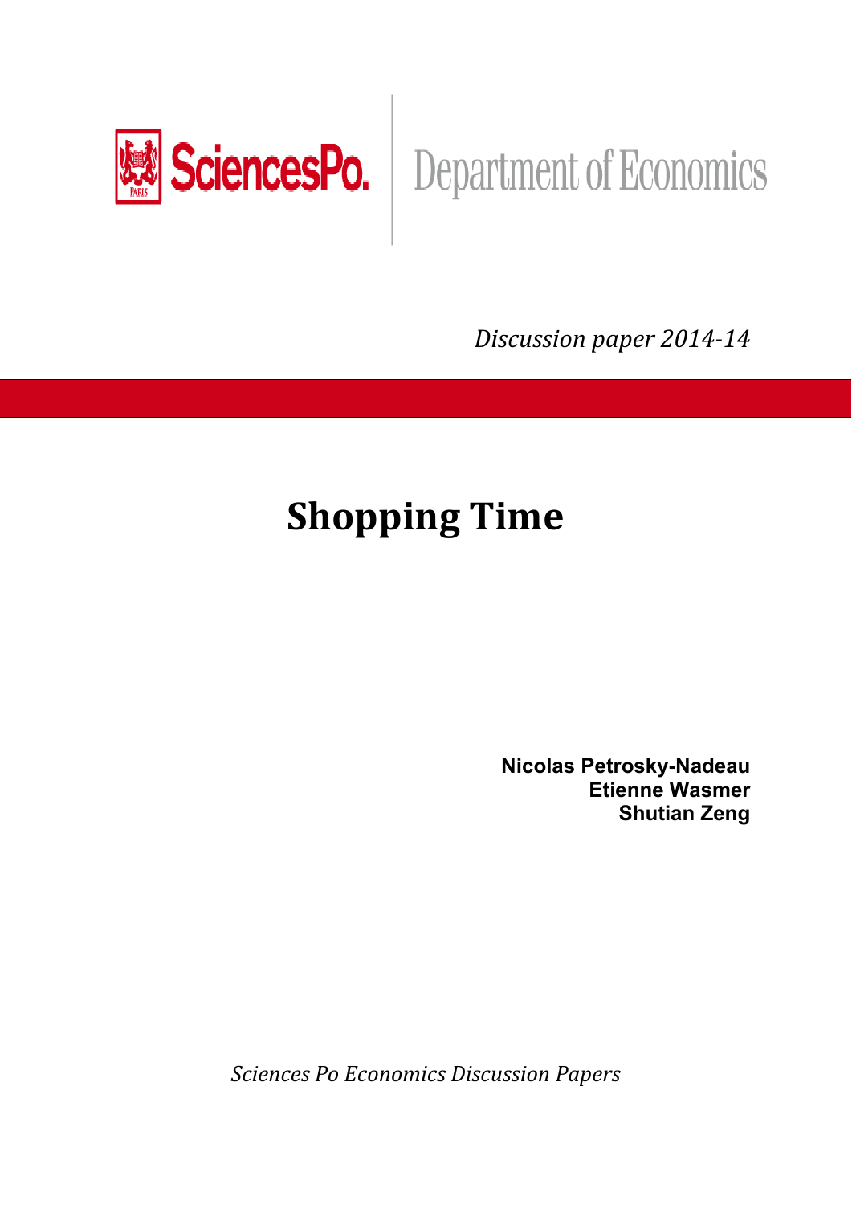Department of Economics

*Discussion paper 2014-14*

# Shopping Time

**Nicolas Petrosky-Nadeau**
**Etienne Wasmer**
**Shutian Zeng**

*Sciences Po Economics Discussion Papers*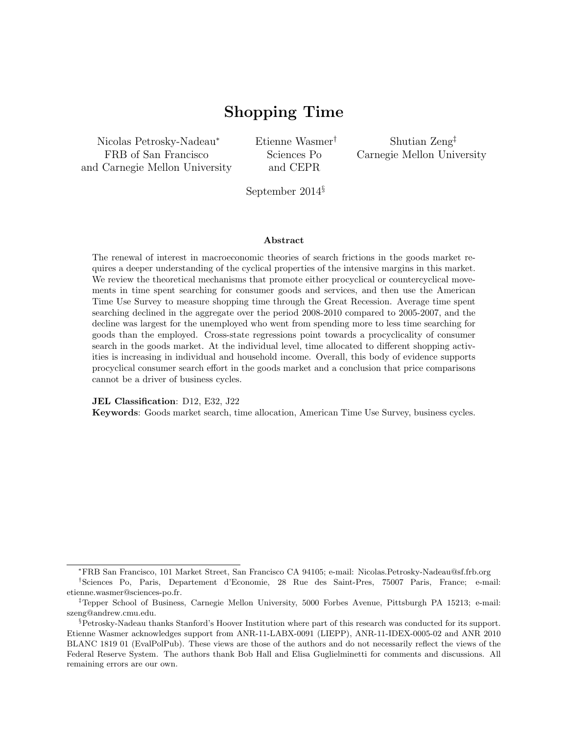# Shopping Time

Nicolas Petrosky-Nadeau[*]
FRB of San Francisco
and Carnegie Mellon University

Etienne Wasmer[†]
Sciences Po
and CEPR

Shutian Zeng[‡]
Carnegie Mellon University

September 2014[§]

### Abstract

The renewal of interest in macroeconomic theories of search frictions in the goods market requires a deeper understanding of the cyclical properties of the intensive margins in this market. We review the theoretical mechanisms that promote either procyclical or countercyclical movements in time spent searching for consumer goods and services, and then use the American Time Use Survey to measure shopping time through the Great Recession. Average time spent searching declined in the aggregate over the period 2008-2010 compared to 2005-2007, and the decline was largest for the unemployed who went from spending more to less time searching for goods than the employed. Cross-state regressions point towards a procyclicality of consumer search in the goods market. At the individual level, time allocated to different shopping activities is increasing in individual and household income. Overall, this body of evidence supports procyclical consumer search effort in the goods market and a conclusion that price comparisons cannot be a driver of business cycles.

**JEL Classification**: D12, E32, J22
**Keywords**: Goods market search, time allocation, American Time Use Survey, business cycles.

---

[*]FRB San Francisco, 101 Market Street, San Francisco CA 94105; e-mail: Nicolas.Petrosky-Nadeau@sf.frb.org

[†]Sciences Po, Paris, Departement d'Economie, 28 Rue des Saint-Pres, 75007 Paris, France; e-mail: etienne.wasmer@sciences-po.fr.

[‡]Tepper School of Business, Carnegie Mellon University, 5000 Forbes Avenue, Pittsburgh PA 15213; e-mail: szeng@andrew.cmu.edu.

[§]Petrosky-Nadeau thanks Stanford's Hoover Institution where part of this research was conducted for its support. Etienne Wasmer acknowledges support from ANR-11-LABX-0091 (LIEPP), ANR-11-IDEX-0005-02 and ANR 2010 BLANC 1819 01 (EvalPolPub). These views are those of the authors and do not necessarily reflect the views of the Federal Reserve System. The authors thank Bob Hall and Elisa Guglielminetti for comments and discussions. All remaining errors are our own.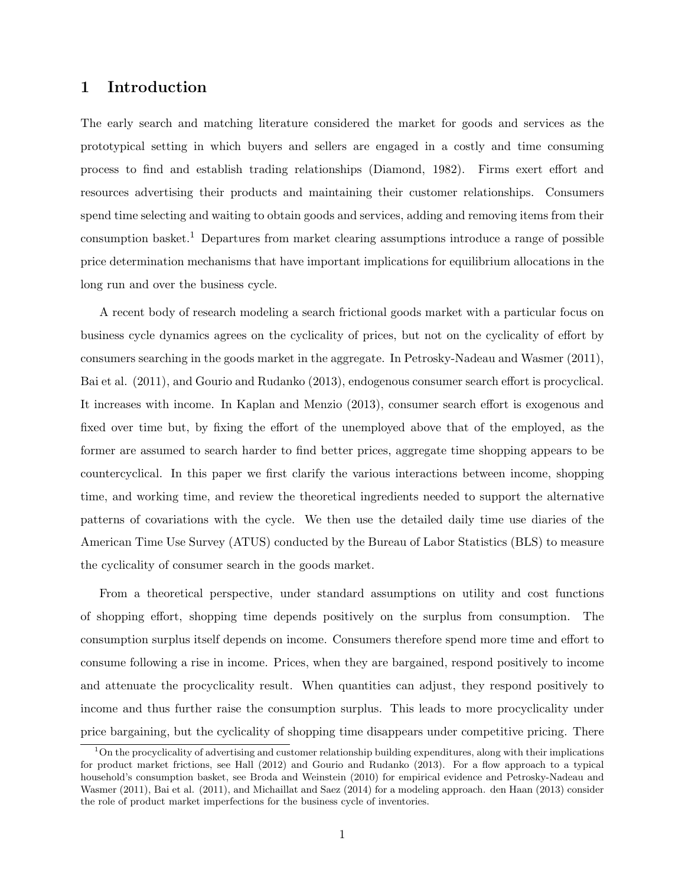# 1 Introduction

The early search and matching literature considered the market for goods and services as the prototypical setting in which buyers and sellers are engaged in a costly and time consuming process to find and establish trading relationships (Diamond, 1982). Firms exert effort and resources advertising their products and maintaining their customer relationships. Consumers spend time selecting and waiting to obtain goods and services, adding and removing items from their consumption basket.[1] Departures from market clearing assumptions introduce a range of possible price determination mechanisms that have important implications for equilibrium allocations in the long run and over the business cycle.

A recent body of research modeling a search frictional goods market with a particular focus on business cycle dynamics agrees on the cyclicality of prices, but not on the cyclicality of effort by consumers searching in the goods market in the aggregate. In Petrosky-Nadeau and Wasmer (2011), Bai et al. (2011), and Gourio and Rudanko (2013), endogenous consumer search effort is procyclical. It increases with income. In Kaplan and Menzio (2013), consumer search effort is exogenous and fixed over time but, by fixing the effort of the unemployed above that of the employed, as the former are assumed to search harder to find better prices, aggregate time shopping appears to be countercyclical. In this paper we first clarify the various interactions between income, shopping time, and working time, and review the theoretical ingredients needed to support the alternative patterns of covariations with the cycle. We then use the detailed daily time use diaries of the American Time Use Survey (ATUS) conducted by the Bureau of Labor Statistics (BLS) to measure the cyclicality of consumer search in the goods market.

From a theoretical perspective, under standard assumptions on utility and cost functions of shopping effort, shopping time depends positively on the surplus from consumption. The consumption surplus itself depends on income. Consumers therefore spend more time and effort to consume following a rise in income. Prices, when they are bargained, respond positively to income and attenuate the procyclicality result. When quantities can adjust, they respond positively to income and thus further raise the consumption surplus. This leads to more procyclicality under price bargaining, but the cyclicality of shopping time disappears under competitive pricing. There

[1] On the procyclicality of advertising and customer relationship building expenditures, along with their implications for product market frictions, see Hall (2012) and Gourio and Rudanko (2013). For a flow approach to a typical household's consumption basket, see Broda and Weinstein (2010) for empirical evidence and Petrosky-Nadeau and Wasmer (2011), Bai et al. (2011), and Michaillat and Saez (2014) for a modeling approach. den Haan (2013) consider the role of product market imperfections for the business cycle of inventories.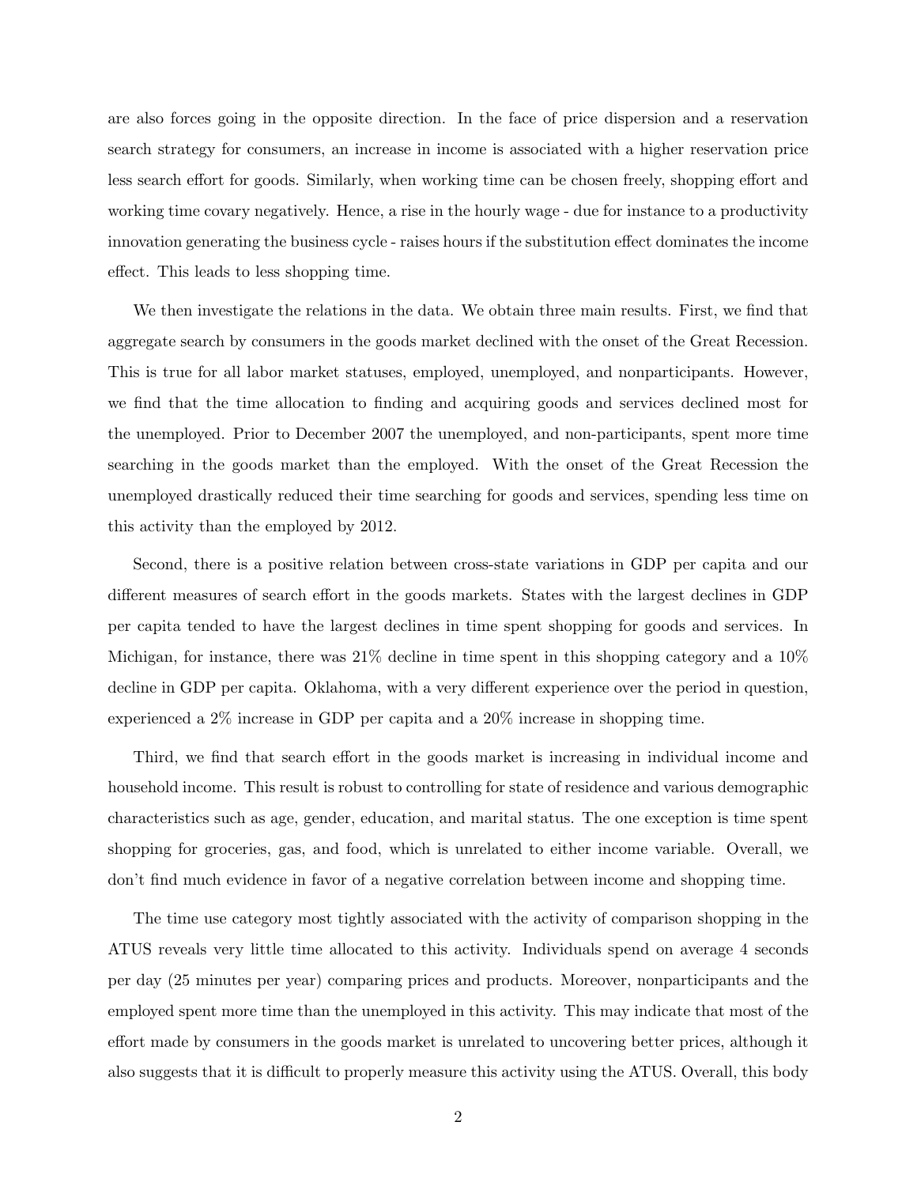are also forces going in the opposite direction. In the face of price dispersion and a reservation search strategy for consumers, an increase in income is associated with a higher reservation price less search effort for goods. Similarly, when working time can be chosen freely, shopping effort and working time covary negatively. Hence, a rise in the hourly wage - due for instance to a productivity innovation generating the business cycle - raises hours if the substitution effect dominates the income effect. This leads to less shopping time.

We then investigate the relations in the data. We obtain three main results. First, we find that aggregate search by consumers in the goods market declined with the onset of the Great Recession. This is true for all labor market statuses, employed, unemployed, and nonparticipants. However, we find that the time allocation to finding and acquiring goods and services declined most for the unemployed. Prior to December 2007 the unemployed, and non-participants, spent more time searching in the goods market than the employed. With the onset of the Great Recession the unemployed drastically reduced their time searching for goods and services, spending less time on this activity than the employed by 2012.

Second, there is a positive relation between cross-state variations in GDP per capita and our different measures of search effort in the goods markets. States with the largest declines in GDP per capita tended to have the largest declines in time spent shopping for goods and services. In Michigan, for instance, there was 21% decline in time spent in this shopping category and a 10% decline in GDP per capita. Oklahoma, with a very different experience over the period in question, experienced a 2% increase in GDP per capita and a 20% increase in shopping time.

Third, we find that search effort in the goods market is increasing in individual income and household income. This result is robust to controlling for state of residence and various demographic characteristics such as age, gender, education, and marital status. The one exception is time spent shopping for groceries, gas, and food, which is unrelated to either income variable. Overall, we don't find much evidence in favor of a negative correlation between income and shopping time.

The time use category most tightly associated with the activity of comparison shopping in the ATUS reveals very little time allocated to this activity. Individuals spend on average 4 seconds per day (25 minutes per year) comparing prices and products. Moreover, nonparticipants and the employed spent more time than the unemployed in this activity. This may indicate that most of the effort made by consumers in the goods market is unrelated to uncovering better prices, although it also suggests that it is difficult to properly measure this activity using the ATUS. Overall, this body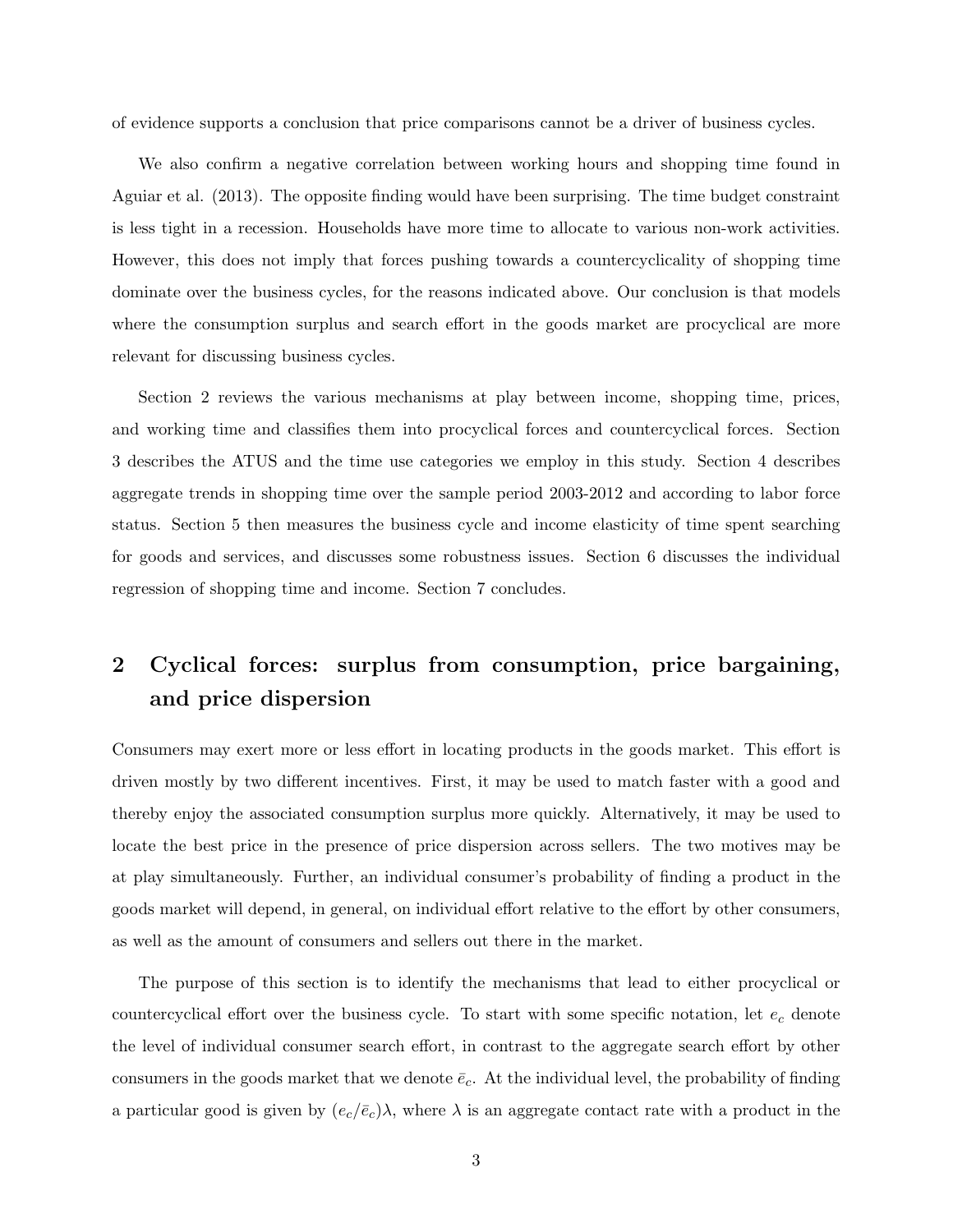of evidence supports a conclusion that price comparisons cannot be a driver of business cycles.

We also confirm a negative correlation between working hours and shopping time found in Aguiar et al. (2013). The opposite finding would have been surprising. The time budget constraint is less tight in a recession. Households have more time to allocate to various non-work activities. However, this does not imply that forces pushing towards a countercyclicality of shopping time dominate over the business cycles, for the reasons indicated above. Our conclusion is that models where the consumption surplus and search effort in the goods market are procyclical are more relevant for discussing business cycles.

Section 2 reviews the various mechanisms at play between income, shopping time, prices, and working time and classifies them into procyclical forces and countercyclical forces. Section 3 describes the ATUS and the time use categories we employ in this study. Section 4 describes aggregate trends in shopping time over the sample period 2003-2012 and according to labor force status. Section 5 then measures the business cycle and income elasticity of time spent searching for goods and services, and discusses some robustness issues. Section 6 discusses the individual regression of shopping time and income. Section 7 concludes.

## 2 Cyclical forces: surplus from consumption, price bargaining, and price dispersion

Consumers may exert more or less effort in locating products in the goods market. This effort is driven mostly by two different incentives. First, it may be used to match faster with a good and thereby enjoy the associated consumption surplus more quickly. Alternatively, it may be used to locate the best price in the presence of price dispersion across sellers. The two motives may be at play simultaneously. Further, an individual consumer's probability of finding a product in the goods market will depend, in general, on individual effort relative to the effort by other consumers, as well as the amount of consumers and sellers out there in the market.

The purpose of this section is to identify the mechanisms that lead to either procyclical or countercyclical effort over the business cycle. To start with some specific notation, let $e_c$ denote the level of individual consumer search effort, in contrast to the aggregate search effort by other consumers in the goods market that we denote $\bar{e}_c$. At the individual level, the probability of finding a particular good is given by $(e_c/\bar{e}_c)\lambda$, where $\lambda$ is an aggregate contact rate with a product in the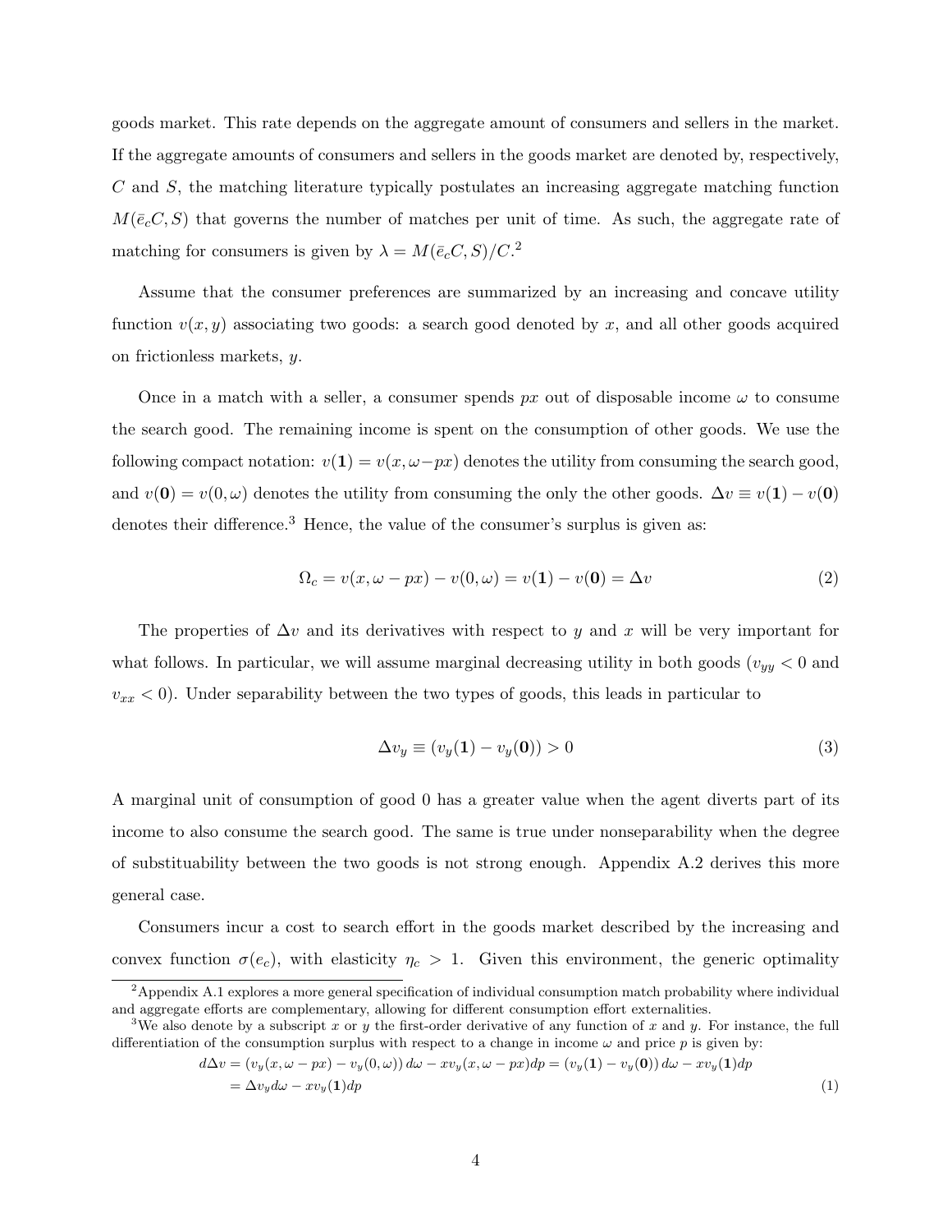goods market. This rate depends on the aggregate amount of consumers and sellers in the market. If the aggregate amounts of consumers and sellers in the goods market are denoted by, respectively, $C$ and $S$, the matching literature typically postulates an increasing aggregate matching function $M(\bar{e}_c C, S)$ that governs the number of matches per unit of time. As such, the aggregate rate of matching for consumers is given by $\lambda = M(\bar{e}_c C, S)/C$.[2]

Assume that the consumer preferences are summarized by an increasing and concave utility function $v(x, y)$ associating two goods: a search good denoted by $x$, and all other goods acquired on frictionless markets, $y$.

Once in a match with a seller, a consumer spends $px$ out of disposable income $\omega$ to consume the search good. The remaining income is spent on the consumption of other goods. We use the following compact notation: $v(\mathbf{1}) = v(x, \omega - px)$ denotes the utility from consuming the search good, and $v(\mathbf{0}) = v(0, \omega)$ denotes the utility from consuming the only the other goods. $\Delta v \equiv v(\mathbf{1}) - v(\mathbf{0})$ denotes their difference.[3] Hence, the value of the consumer's surplus is given as:

$$\Omega_c = v(x, \omega - px) - v(0, \omega) = v(\mathbf{1}) - v(\mathbf{0}) = \Delta v \tag{2}$$

The properties of $\Delta v$ and its derivatives with respect to $y$ and $x$ will be very important for what follows. In particular, we will assume marginal decreasing utility in both goods ($v_{yy} < 0$ and $v_{xx} < 0$). Under separability between the two types of goods, this leads in particular to

$$\Delta v_y \equiv (v_y(\mathbf{1}) - v_y(\mathbf{0})) > 0 \tag{3}$$

A marginal unit of consumption of good 0 has a greater value when the agent diverts part of its income to also consume the search good. The same is true under nonseparability when the degree of substituability between the two goods is not strong enough. Appendix A.2 derives this more general case.

Consumers incur a cost to search effort in the goods market described by the increasing and convex function $\sigma(e_c)$, with elasticity $\eta_c > 1$. Given this environment, the generic optimality

[2] Appendix A.1 explores a more general specification of individual consumption match probability where individual and aggregate efforts are complementary, allowing for different consumption effort externalities.

[3] We also denote by a subscript $x$ or $y$ the first-order derivative of any function of $x$ and $y$. For instance, the full differentiation of the consumption surplus with respect to a change in income $\omega$ and price $p$ is given by:

$$\begin{aligned} d\Delta v &= (v_y(x, \omega - px) - v_y(0, \omega))\, d\omega - x v_y(x, \omega - px) dp = (v_y(\mathbf{1}) - v_y(\mathbf{0}))\, d\omega - x v_y(\mathbf{1}) dp \\ &= \Delta v_y d\omega - x v_y(\mathbf{1}) dp \end{aligned} \tag{1}$$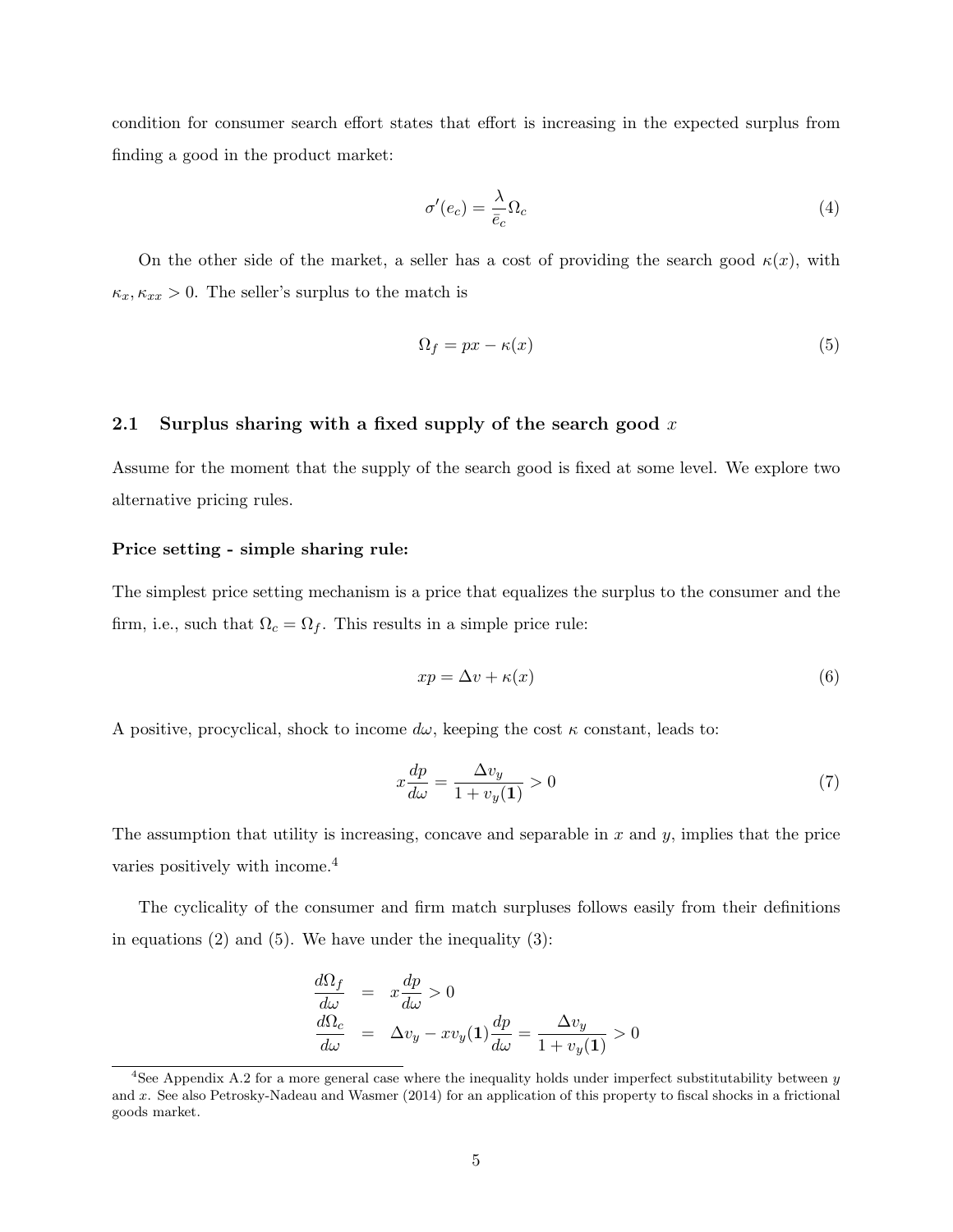condition for consumer search effort states that effort is increasing in the expected surplus from finding a good in the product market:

$$\sigma'(e_c) = \frac{\lambda}{\bar{e}_c}\Omega_c \tag{4}$$

On the other side of the market, a seller has a cost of providing the search good $\kappa(x)$, with $\kappa_x, \kappa_{xx} > 0$. The seller's surplus to the match is

$$\Omega_f = px - \kappa(x) \tag{5}$$

## 2.1 Surplus sharing with a fixed supply of the search good $x$

Assume for the moment that the supply of the search good is fixed at some level. We explore two alternative pricing rules.

**Price setting - simple sharing rule:**

The simplest price setting mechanism is a price that equalizes the surplus to the consumer and the firm, i.e., such that $\Omega_c = \Omega_f$. This results in a simple price rule:

$$xp = \Delta v + \kappa(x) \tag{6}$$

A positive, procyclical, shock to income $d\omega$, keeping the cost $\kappa$ constant, leads to:

$$x\frac{dp}{d\omega} = \frac{\Delta v_y}{1 + v_y(\mathbf{1})} > 0 \tag{7}$$

The assumption that utility is increasing, concave and separable in $x$ and $y$, implies that the price varies positively with income.[4]

The cyclicality of the consumer and firm match surpluses follows easily from their definitions in equations (2) and (5). We have under the inequality (3):

$$\begin{aligned} \frac{d\Omega_f}{d\omega} &= x\frac{dp}{d\omega} > 0 \\ \frac{d\Omega_c}{d\omega} &= \Delta v_y - x v_y(\mathbf{1})\frac{dp}{d\omega} = \frac{\Delta v_y}{1 + v_y(\mathbf{1})} > 0 \end{aligned}$$

[4] See Appendix A.2 for a more general case where the inequality holds under imperfect substitutability between $y$ and $x$. See also Petrosky-Nadeau and Wasmer (2014) for an application of this property to fiscal shocks in a frictional goods market.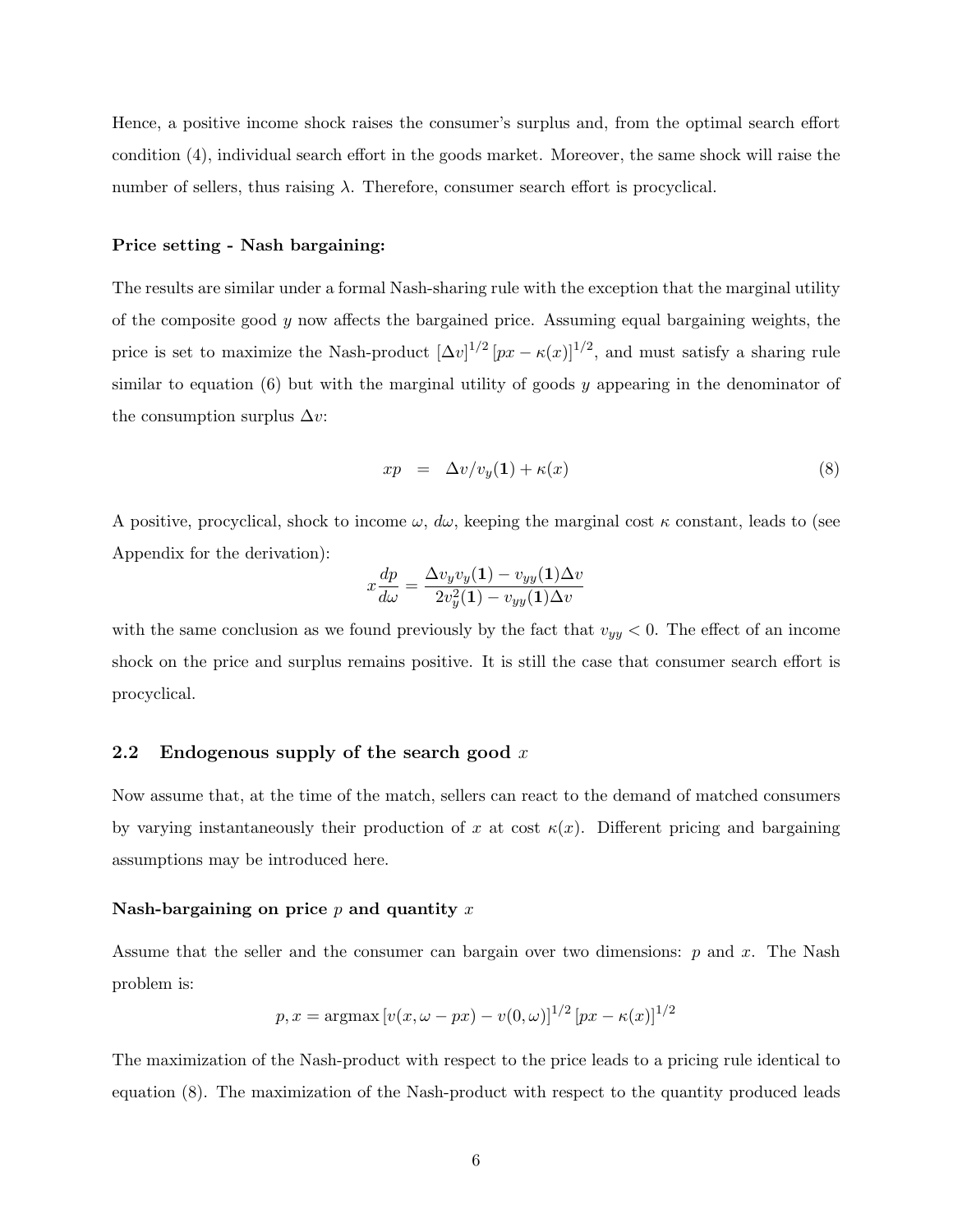Hence, a positive income shock raises the consumer's surplus and, from the optimal search effort condition (4), individual search effort in the goods market. Moreover, the same shock will raise the number of sellers, thus raising $\lambda$. Therefore, consumer search effort is procyclical.

**Price setting - Nash bargaining:**

The results are similar under a formal Nash-sharing rule with the exception that the marginal utility of the composite good $y$ now affects the bargained price. Assuming equal bargaining weights, the price is set to maximize the Nash-product $[\Delta v]^{1/2} [px - \kappa(x)]^{1/2}$, and must satisfy a sharing rule similar to equation (6) but with the marginal utility of goods $y$ appearing in the denominator of the consumption surplus $\Delta v$:

$$xp = \Delta v / v_y(\mathbf{1}) + \kappa(x) \tag{8}$$

A positive, procyclical, shock to income $\omega$, $d\omega$, keeping the marginal cost $\kappa$ constant, leads to (see Appendix for the derivation):

$$x\frac{dp}{d\omega} = \frac{\Delta v_y v_y(\mathbf{1}) - v_{yy}(\mathbf{1})\Delta v}{2v_y^2(\mathbf{1}) - v_{yy}(\mathbf{1})\Delta v}$$

with the same conclusion as we found previously by the fact that $v_{yy} < 0$. The effect of an income shock on the price and surplus remains positive. It is still the case that consumer search effort is procyclical.

## 2.2 Endogenous supply of the search good $x$

Now assume that, at the time of the match, sellers can react to the demand of matched consumers by varying instantaneously their production of $x$ at cost $\kappa(x)$. Different pricing and bargaining assumptions may be introduced here.

**Nash-bargaining on price $p$ and quantity $x$**

Assume that the seller and the consumer can bargain over two dimensions: $p$ and $x$. The Nash problem is:

$$p, x = \text{argmax} \left[v(x, \omega - px) - v(0, \omega)\right]^{1/2} \left[px - \kappa(x)\right]^{1/2}$$

The maximization of the Nash-product with respect to the price leads to a pricing rule identical to equation (8). The maximization of the Nash-product with respect to the quantity produced leads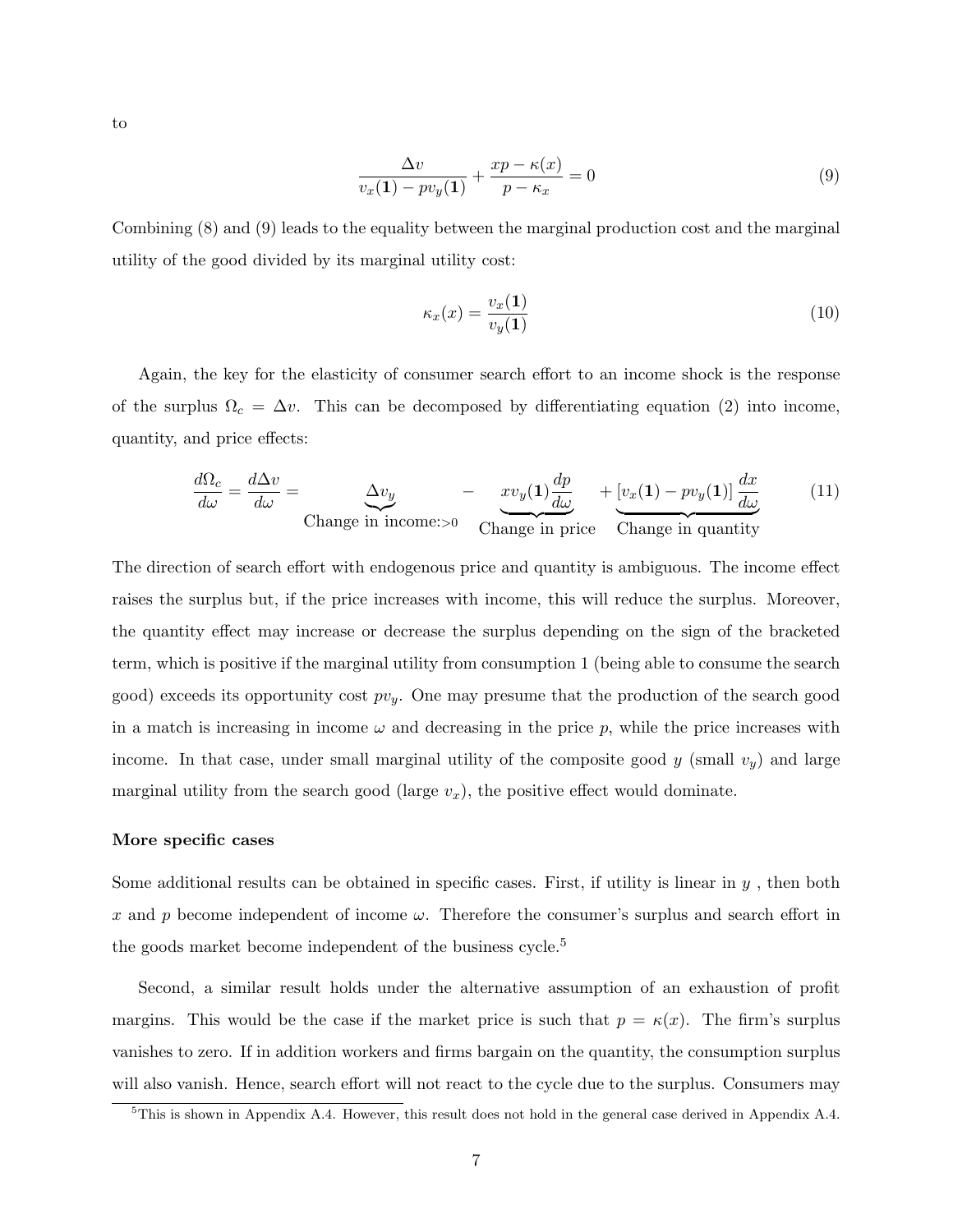to

$$\frac{\Delta v}{v_x(\mathbf{1}) - pv_y(\mathbf{1})} + \frac{xp - \kappa(x)}{p - \kappa_x} = 0 \tag{9}$$

Combining (8) and (9) leads to the equality between the marginal production cost and the marginal utility of the good divided by its marginal utility cost:

$$\kappa_x(x) = \frac{v_x(\mathbf{1})}{v_y(\mathbf{1})} \tag{10}$$

Again, the key for the elasticity of consumer search effort to an income shock is the response of the surplus $\Omega_c = \Delta v$. This can be decomposed by differentiating equation (2) into income, quantity, and price effects:

$$\frac{d\Omega_c}{d\omega} = \frac{d\Delta v}{d\omega} = \underbrace{\Delta v_y}_{\text{Change in income:}>0} - \underbrace{xv_y(\mathbf{1})\frac{dp}{d\omega}}_{\text{Change in price}} + \underbrace{[v_x(\mathbf{1}) - pv_y(\mathbf{1})]\frac{dx}{d\omega}}_{\text{Change in quantity}} \tag{11}$$

The direction of search effort with endogenous price and quantity is ambiguous. The income effect raises the surplus but, if the price increases with income, this will reduce the surplus. Moreover, the quantity effect may increase or decrease the surplus depending on the sign of the bracketed term, which is positive if the marginal utility from consumption 1 (being able to consume the search good) exceeds its opportunity cost $pv_y$. One may presume that the production of the search good in a match is increasing in income $\omega$ and decreasing in the price $p$, while the price increases with income. In that case, under small marginal utility of the composite good $y$ (small $v_y$) and large marginal utility from the search good (large $v_x$), the positive effect would dominate.

**More specific cases**

Some additional results can be obtained in specific cases. First, if utility is linear in $y$ , then both $x$ and $p$ become independent of income $\omega$. Therefore the consumer's surplus and search effort in the goods market become independent of the business cycle.[5]

Second, a similar result holds under the alternative assumption of an exhaustion of profit margins. This would be the case if the market price is such that $p = \kappa(x)$. The firm's surplus vanishes to zero. If in addition workers and firms bargain on the quantity, the consumption surplus will also vanish. Hence, search effort will not react to the cycle due to the surplus. Consumers may

[5] This is shown in Appendix A.4. However, this result does not hold in the general case derived in Appendix A.4.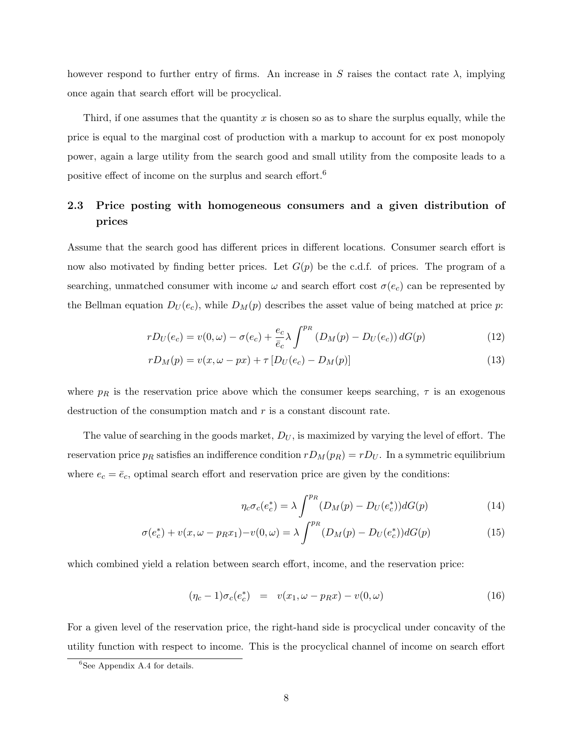however respond to further entry of firms. An increase in $S$ raises the contact rate $\lambda$, implying once again that search effort will be procyclical.

Third, if one assumes that the quantity $x$ is chosen so as to share the surplus equally, while the price is equal to the marginal cost of production with a markup to account for ex post monopoly power, again a large utility from the search good and small utility from the composite leads to a positive effect of income on the surplus and search effort.[6]

## 2.3 Price posting with homogeneous consumers and a given distribution of prices

Assume that the search good has different prices in different locations. Consumer search effort is now also motivated by finding better prices. Let $G(p)$ be the c.d.f. of prices. The program of a searching, unmatched consumer with income $\omega$ and search effort cost $\sigma(e_c)$ can be represented by the Bellman equation $D_U(e_c)$, while $D_M(p)$ describes the asset value of being matched at price $p$:

$$rD_U(e_c) = v(0, \omega) - \sigma(e_c) + \frac{e_c}{\bar{e}_c}\lambda \int^{p_R} (D_M(p) - D_U(e_c))\, dG(p) \tag{12}$$

$$rD_M(p) = v(x, \omega - px) + \tau \left[D_U(e_c) - D_M(p)\right] \tag{13}$$

where $p_R$ is the reservation price above which the consumer keeps searching, $\tau$ is an exogenous destruction of the consumption match and $r$ is a constant discount rate.

The value of searching in the goods market, $D_U$, is maximized by varying the level of effort. The reservation price $p_R$ satisfies an indifference condition $rD_M(p_R) = rD_U$. In a symmetric equilibrium where $e_c = \bar{e}_c$, optimal search effort and reservation price are given by the conditions:

$$\eta_c \sigma_c(e_c^*) = \lambda \int^{p_R} (D_M(p) - D_U(e_c^*))dG(p) \tag{14}$$

$$\sigma(e_c^*) + v(x, \omega - p_R x_1) - v(0, \omega) = \lambda \int^{p_R} (D_M(p) - D_U(e_c^*))dG(p) \tag{15}$$

which combined yield a relation between search effort, income, and the reservation price:

$$(\eta_c - 1)\sigma_c(e_c^*) \quad = \quad v(x_1, \omega - p_R x) - v(0, \omega) \tag{16}$$

For a given level of the reservation price, the right-hand side is procyclical under concavity of the utility function with respect to income. This is the procyclical channel of income on search effort

[6] See Appendix A.4 for details.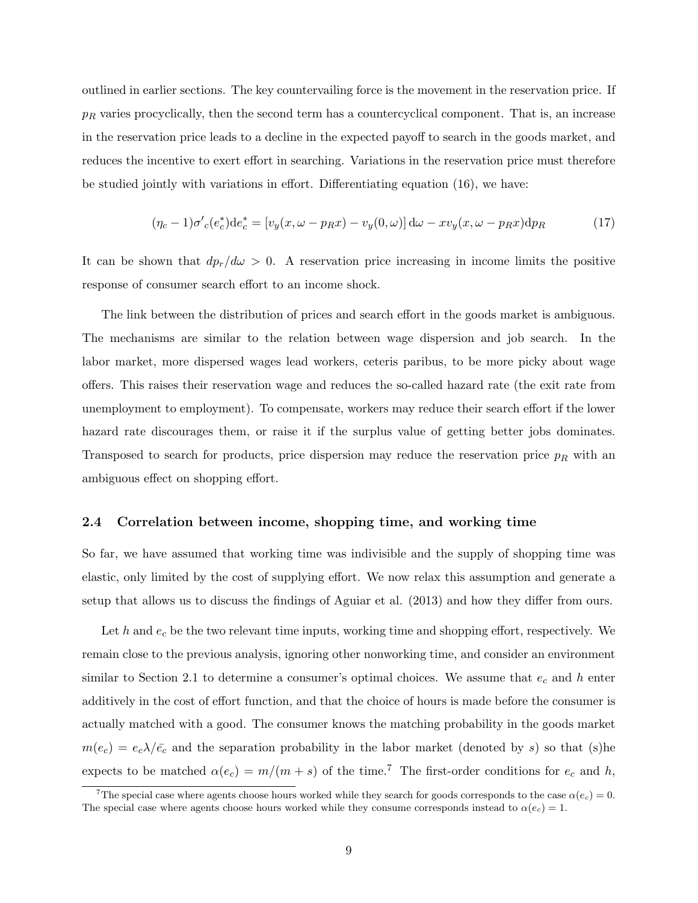outlined in earlier sections. The key countervailing force is the movement in the reservation price. If $p_R$ varies procyclically, then the second term has a countercyclical component. That is, an increase in the reservation price leads to a decline in the expected payoff to search in the goods market, and reduces the incentive to exert effort in searching. Variations in the reservation price must therefore be studied jointly with variations in effort. Differentiating equation (16), we have:

$$(\eta_c - 1)\sigma'_c(e_c^*)\mathrm{d}e_c^* = \left[v_y(x, \omega - p_R x) - v_y(0, \omega)\right]\mathrm{d}\omega - x v_y(x, \omega - p_R x)\mathrm{d}p_R \tag{17}$$

It can be shown that $dp_r/d\omega > 0$. A reservation price increasing in income limits the positive response of consumer search effort to an income shock.

The link between the distribution of prices and search effort in the goods market is ambiguous. The mechanisms are similar to the relation between wage dispersion and job search. In the labor market, more dispersed wages lead workers, ceteris paribus, to be more picky about wage offers. This raises their reservation wage and reduces the so-called hazard rate (the exit rate from unemployment to employment). To compensate, workers may reduce their search effort if the lower hazard rate discourages them, or raise it if the surplus value of getting better jobs dominates. Transposed to search for products, price dispersion may reduce the reservation price $p_R$ with an ambiguous effect on shopping effort.

### 2.4 Correlation between income, shopping time, and working time

So far, we have assumed that working time was indivisible and the supply of shopping time was elastic, only limited by the cost of supplying effort. We now relax this assumption and generate a setup that allows us to discuss the findings of Aguiar et al. (2013) and how they differ from ours.

Let $h$ and $e_c$ be the two relevant time inputs, working time and shopping effort, respectively. We remain close to the previous analysis, ignoring other nonworking time, and consider an environment similar to Section 2.1 to determine a consumer's optimal choices. We assume that $e_c$ and $h$ enter additively in the cost of effort function, and that the choice of hours is made before the consumer is actually matched with a good. The consumer knows the matching probability in the goods market $m(e_c) = e_c\lambda/\bar{e}_c$ and the separation probability in the labor market (denoted by $s$) so that (s)he expects to be matched $\alpha(e_c) = m/(m+s)$ of the time.[7] The first-order conditions for $e_c$ and $h$,

[7] The special case where agents choose hours worked while they search for goods corresponds to the case $\alpha(e_c) = 0$. The special case where agents choose hours worked while they consume corresponds instead to $\alpha(e_c) = 1$.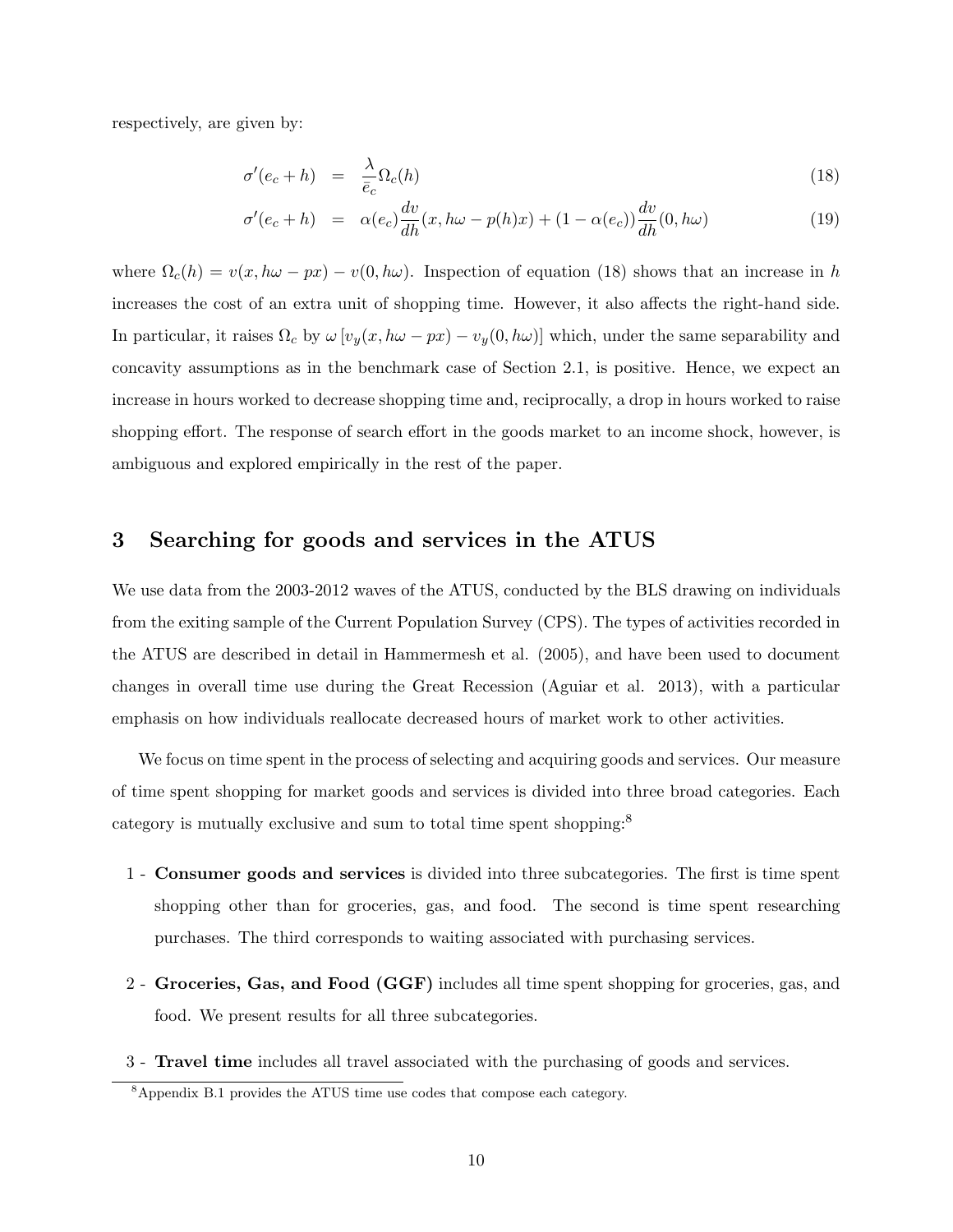respectively, are given by:

$$\sigma'(e_c + h) = \frac{\lambda}{\bar{e}_c}\Omega_c(h) \tag{18}$$

$$\sigma'(e_c + h) = \alpha(e_c)\frac{dv}{dh}(x, h\omega - p(h)x) + (1 - \alpha(e_c))\frac{dv}{dh}(0, h\omega) \tag{19}$$

where $\Omega_c(h) = v(x, h\omega - px) - v(0, h\omega)$. Inspection of equation (18) shows that an increase in $h$ increases the cost of an extra unit of shopping time. However, it also affects the right-hand side. In particular, it raises $\Omega_c$ by $\omega\left[v_y(x, h\omega - px) - v_y(0, h\omega)\right]$ which, under the same separability and concavity assumptions as in the benchmark case of Section 2.1, is positive. Hence, we expect an increase in hours worked to decrease shopping time and, reciprocally, a drop in hours worked to raise shopping effort. The response of search effort in the goods market to an income shock, however, is ambiguous and explored empirically in the rest of the paper.

## 3 Searching for goods and services in the ATUS

We use data from the 2003-2012 waves of the ATUS, conducted by the BLS drawing on individuals from the exiting sample of the Current Population Survey (CPS). The types of activities recorded in the ATUS are described in detail in Hammermesh et al. (2005), and have been used to document changes in overall time use during the Great Recession (Aguiar et al. 2013), with a particular emphasis on how individuals reallocate decreased hours of market work to other activities.

We focus on time spent in the process of selecting and acquiring goods and services. Our measure of time spent shopping for market goods and services is divided into three broad categories. Each category is mutually exclusive and sum to total time spent shopping:[8]

1 - **Consumer goods and services** is divided into three subcategories. The first is time spent shopping other than for groceries, gas, and food. The second is time spent researching purchases. The third corresponds to waiting associated with purchasing services.

2 - **Groceries, Gas, and Food (GGF)** includes all time spent shopping for groceries, gas, and food. We present results for all three subcategories.

3 - **Travel time** includes all travel associated with the purchasing of goods and services.

[8] Appendix B.1 provides the ATUS time use codes that compose each category.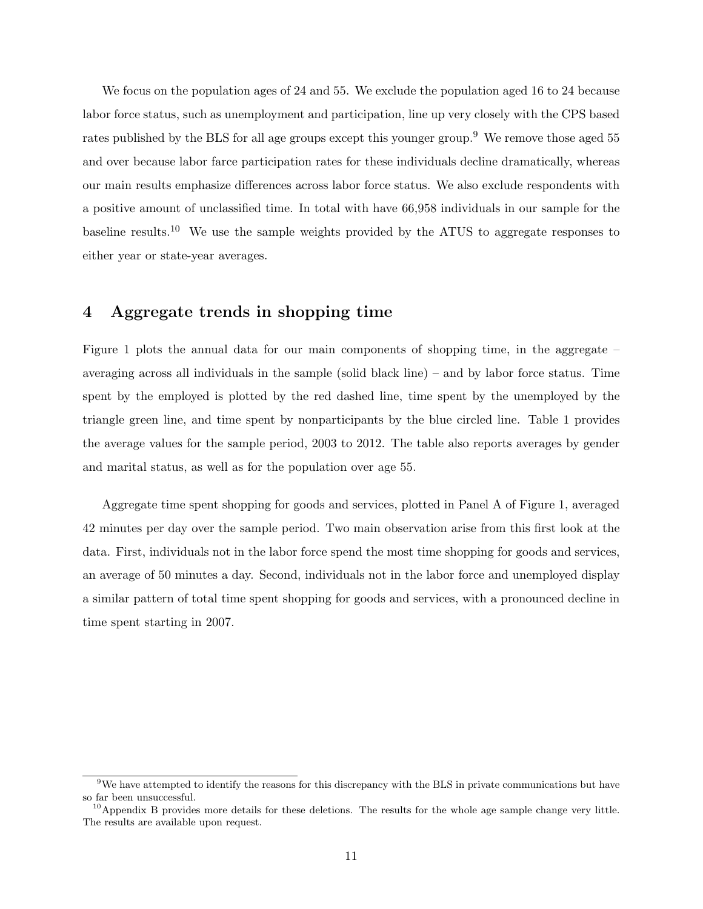We focus on the population ages of 24 and 55. We exclude the population aged 16 to 24 because labor force status, such as unemployment and participation, line up very closely with the CPS based rates published by the BLS for all age groups except this younger group.[9] We remove those aged 55 and over because labor farce participation rates for these individuals decline dramatically, whereas our main results emphasize differences across labor force status. We also exclude respondents with a positive amount of unclassified time. In total with have 66,958 individuals in our sample for the baseline results.[10] We use the sample weights provided by the ATUS to aggregate responses to either year or state-year averages.

# 4 Aggregate trends in shopping time

Figure 1 plots the annual data for our main components of shopping time, in the aggregate – averaging across all individuals in the sample (solid black line) – and by labor force status. Time spent by the employed is plotted by the red dashed line, time spent by the unemployed by the triangle green line, and time spent by nonparticipants by the blue circled line. Table 1 provides the average values for the sample period, 2003 to 2012. The table also reports averages by gender and marital status, as well as for the population over age 55.

Aggregate time spent shopping for goods and services, plotted in Panel A of Figure 1, averaged 42 minutes per day over the sample period. Two main observation arise from this first look at the data. First, individuals not in the labor force spend the most time shopping for goods and services, an average of 50 minutes a day. Second, individuals not in the labor force and unemployed display a similar pattern of total time spent shopping for goods and services, with a pronounced decline in time spent starting in 2007.

[9] We have attempted to identify the reasons for this discrepancy with the BLS in private communications but have so far been unsuccessful.

[10] Appendix B provides more details for these deletions. The results for the whole age sample change very little. The results are available upon request.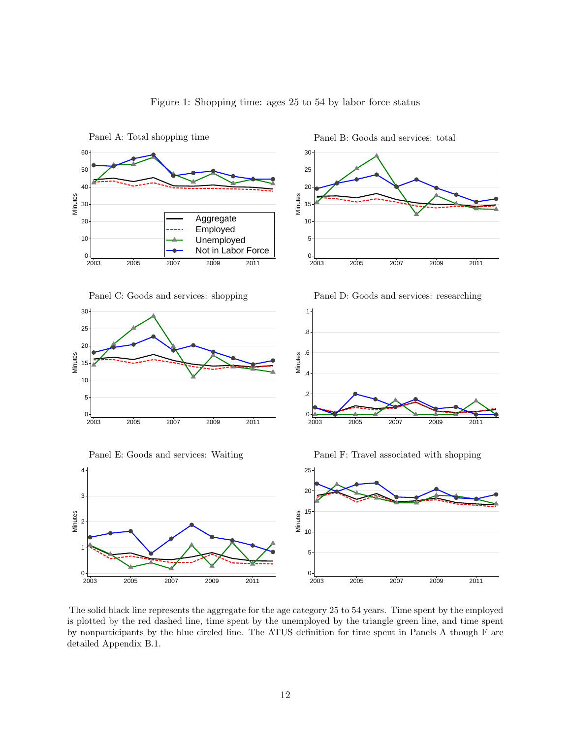Figure 1: Shopping time: ages 25 to 54 by labor force status

Panel A: Total shopping time

Panel B: Goods and services: total

Panel C: Goods and services: shopping

Panel D: Goods and services: researching

Panel E: Goods and services: Waiting

Panel F: Travel associated with shopping

The solid black line represents the aggregate for the age category 25 to 54 years. Time spent by the employed is plotted by the red dashed line, time spent by the unemployed by the triangle green line, and time spent by nonparticipants by the blue circled line. The ATUS definition for time spent in Panels A though F are detailed Appendix B.1.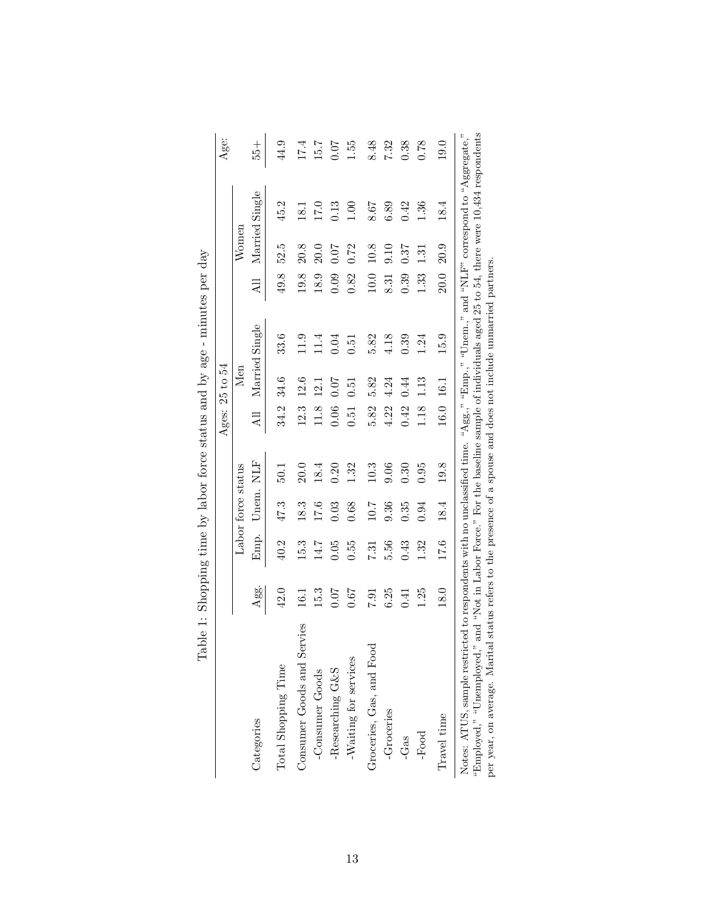Table 1: Shopping time by labor force status and by age - minutes per day

| Categories | Agg. | Labor force status | | | Ages: 25 to 54 | | | | | | Age: |
|---|---|---|---|---|---|---|---|---|---|---|---|
| | | | | | Men | | | Women | | | |
| | | Emp. | Unem. | NLF | All | Married | Single | All | Married | Single | 55+ |
| Total Shopping Time | 42.0 | 40.2 | 47.3 | 50.1 | 34.2 | 34.6 | 33.6 | 49.8 | 52.5 | 45.2 | 44.9 |
| Consumer Goods and Servies | 16.1 | 15.3 | 18.3 | 20.0 | 12.3 | 12.6 | 11.9 | 19.8 | 20.8 | 18.1 | 17.4 |
| -Consumer Goods | 15.3 | 14.7 | 17.6 | 18.4 | 11.8 | 12.1 | 11.4 | 18.9 | 20.0 | 17.0 | 15.7 |
| -Researching G&S | 0.07 | 0.05 | 0.03 | 0.20 | 0.06 | 0.07 | 0.04 | 0.09 | 0.07 | 0.13 | 0.07 |
| -Waiting for services | 0.67 | 0.55 | 0.68 | 1.32 | 0.51 | 0.51 | 0.51 | 0.82 | 0.72 | 1.00 | 1.55 |
| Groceries, Gas, and Food | 7.91 | 7.31 | 10.7 | 10.3 | 5.82 | 5.82 | 5.82 | 10.0 | 10.8 | 8.67 | 8.48 |
| -Groceries | 6.25 | 5.56 | 9.36 | 9.06 | 4.22 | 4.24 | 4.18 | 8.31 | 9.10 | 6.89 | 7.32 |
| -Gas | 0.41 | 0.43 | 0.35 | 0.30 | 0.42 | 0.44 | 0.39 | 0.39 | 0.37 | 0.42 | 0.38 |
| -Food | 1.25 | 1.32 | 0.94 | 0.95 | 1.18 | 1.13 | 1.24 | 1.33 | 1.31 | 1.36 | 0.78 |
| Travel time | 18.0 | 17.6 | 18.4 | 19.8 | 16.0 | 16.1 | 15.9 | 20.0 | 20.9 | 18.4 | 19.0 |

Notes: ATUS, sample restricted to respondents with no unclassified time. "Agg.," "Emp.," "Unem.," and "NLF" correspond to "Aggregate," "Employed," "Unemployed," and "Not in Labor Force." For the baseline sample of individuals aged 25 to 54, there were 10,434 respondents per year, on average. Marital status refers to the presence of a spouse and does not include unmarried partners.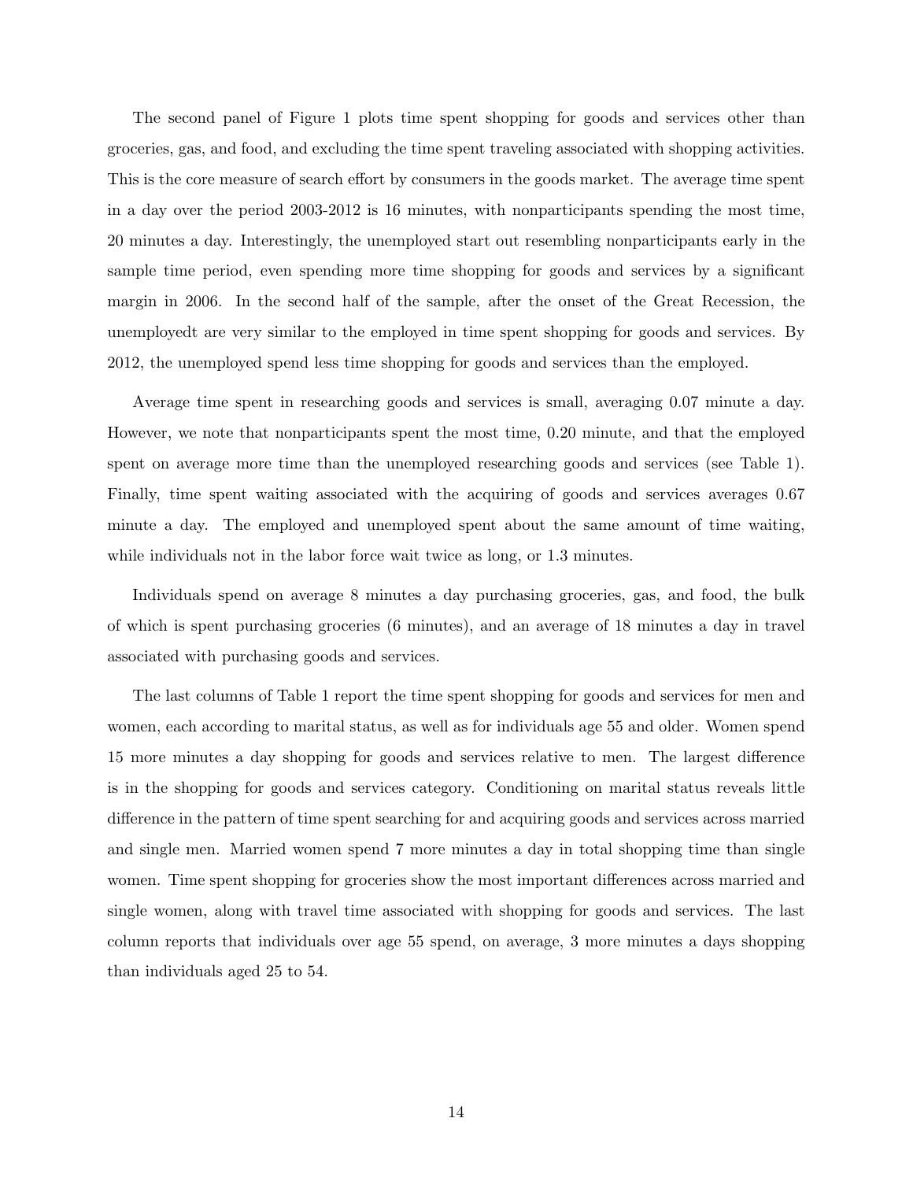The second panel of Figure 1 plots time spent shopping for goods and services other than groceries, gas, and food, and excluding the time spent traveling associated with shopping activities. This is the core measure of search effort by consumers in the goods market. The average time spent in a day over the period 2003-2012 is 16 minutes, with nonparticipants spending the most time, 20 minutes a day. Interestingly, the unemployed start out resembling nonparticipants early in the sample time period, even spending more time shopping for goods and services by a significant margin in 2006. In the second half of the sample, after the onset of the Great Recession, the unemployedt are very similar to the employed in time spent shopping for goods and services. By 2012, the unemployed spend less time shopping for goods and services than the employed.

Average time spent in researching goods and services is small, averaging 0.07 minute a day. However, we note that nonparticipants spent the most time, 0.20 minute, and that the employed spent on average more time than the unemployed researching goods and services (see Table 1). Finally, time spent waiting associated with the acquiring of goods and services averages 0.67 minute a day. The employed and unemployed spent about the same amount of time waiting, while individuals not in the labor force wait twice as long, or 1.3 minutes.

Individuals spend on average 8 minutes a day purchasing groceries, gas, and food, the bulk of which is spent purchasing groceries (6 minutes), and an average of 18 minutes a day in travel associated with purchasing goods and services.

The last columns of Table 1 report the time spent shopping for goods and services for men and women, each according to marital status, as well as for individuals age 55 and older. Women spend 15 more minutes a day shopping for goods and services relative to men. The largest difference is in the shopping for goods and services category. Conditioning on marital status reveals little difference in the pattern of time spent searching for and acquiring goods and services across married and single men. Married women spend 7 more minutes a day in total shopping time than single women. Time spent shopping for groceries show the most important differences across married and single women, along with travel time associated with shopping for goods and services. The last column reports that individuals over age 55 spend, on average, 3 more minutes a days shopping than individuals aged 25 to 54.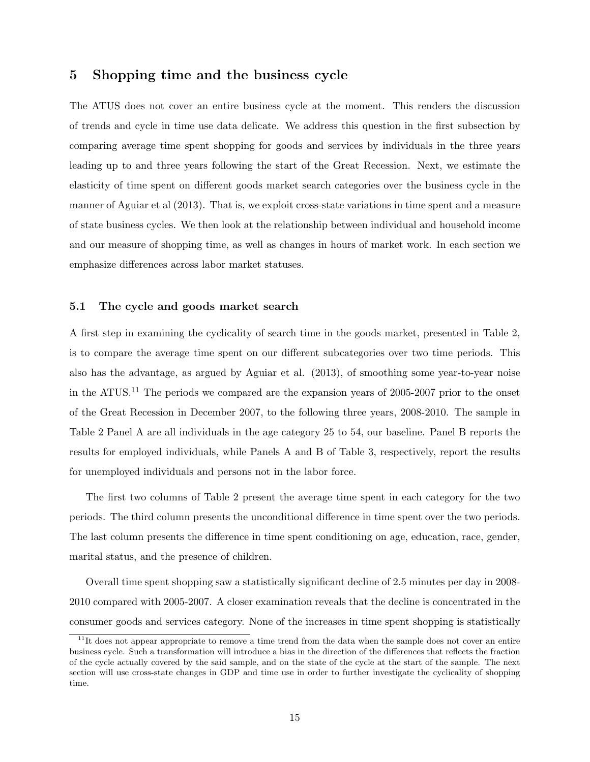## 5 Shopping time and the business cycle

The ATUS does not cover an entire business cycle at the moment. This renders the discussion of trends and cycle in time use data delicate. We address this question in the first subsection by comparing average time spent shopping for goods and services by individuals in the three years leading up to and three years following the start of the Great Recession. Next, we estimate the elasticity of time spent on different goods market search categories over the business cycle in the manner of Aguiar et al (2013). That is, we exploit cross-state variations in time spent and a measure of state business cycles. We then look at the relationship between individual and household income and our measure of shopping time, as well as changes in hours of market work. In each section we emphasize differences across labor market statuses.

### 5.1 The cycle and goods market search

A first step in examining the cyclicality of search time in the goods market, presented in Table 2, is to compare the average time spent on our different subcategories over two time periods. This also has the advantage, as argued by Aguiar et al. (2013), of smoothing some year-to-year noise in the ATUS.[11] The periods we compared are the expansion years of 2005-2007 prior to the onset of the Great Recession in December 2007, to the following three years, 2008-2010. The sample in Table 2 Panel A are all individuals in the age category 25 to 54, our baseline. Panel B reports the results for employed individuals, while Panels A and B of Table 3, respectively, report the results for unemployed individuals and persons not in the labor force.

The first two columns of Table 2 present the average time spent in each category for the two periods. The third column presents the unconditional difference in time spent over the two periods. The last column presents the difference in time spent conditioning on age, education, race, gender, marital status, and the presence of children.

Overall time spent shopping saw a statistically significant decline of 2.5 minutes per day in 2008-2010 compared with 2005-2007. A closer examination reveals that the decline is concentrated in the consumer goods and services category. None of the increases in time spent shopping is statistically

[11] It does not appear appropriate to remove a time trend from the data when the sample does not cover an entire business cycle. Such a transformation will introduce a bias in the direction of the differences that reflects the fraction of the cycle actually covered by the said sample, and on the state of the cycle at the start of the sample. The next section will use cross-state changes in GDP and time use in order to further investigate the cyclicality of shopping time.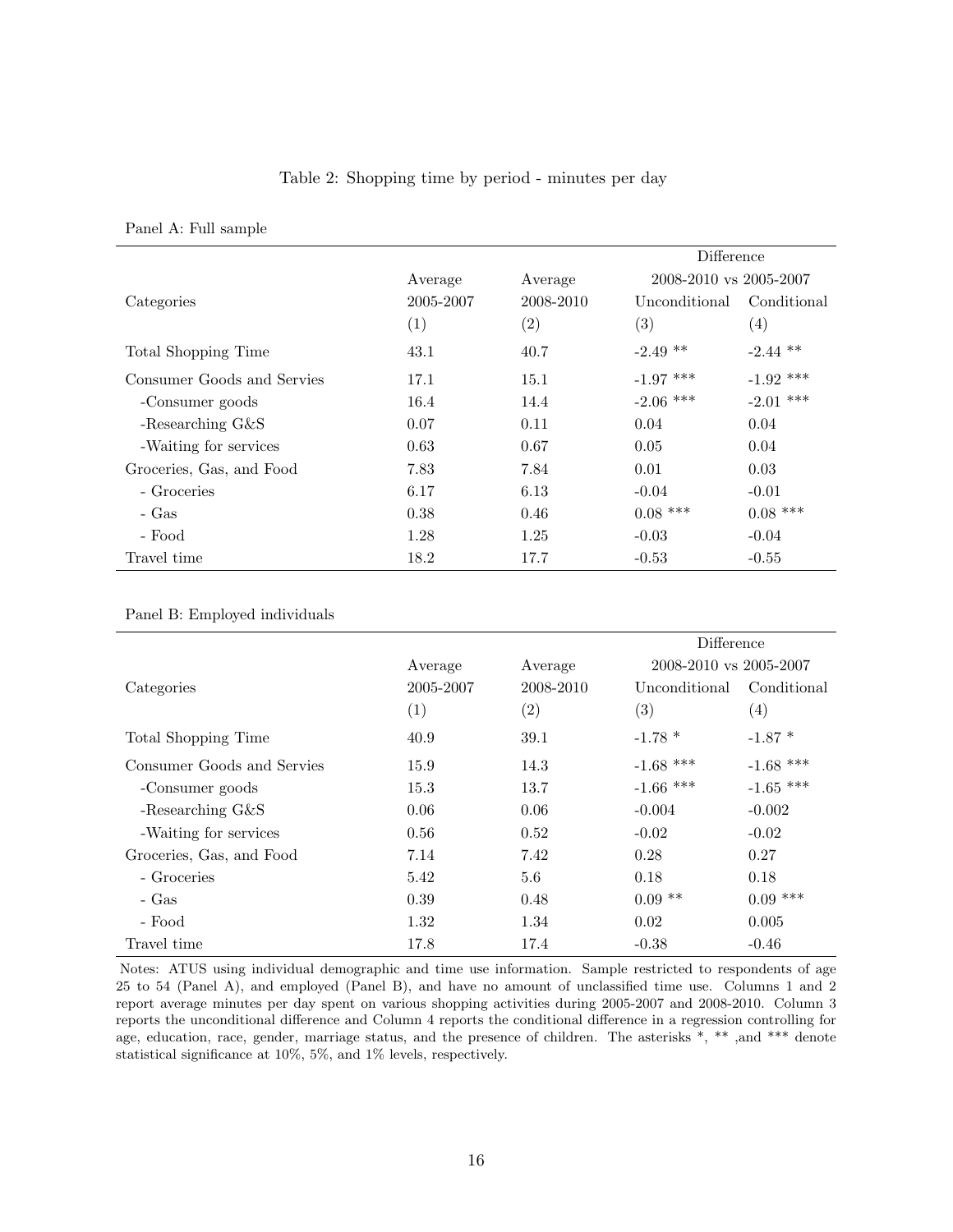Table 2: Shopping time by period - minutes per day

Panel A: Full sample

| Categories | Average 2005-2007 (1) | Average 2008-2010 (2) | Difference 2008-2010 vs 2005-2007 Unconditional (3) | Conditional (4) |
|---|---|---|---|---|
| Total Shopping Time | 43.1 | 40.7 | -2.49 ** | -2.44 ** |
| Consumer Goods and Servies | 17.1 | 15.1 | -1.97 *** | -1.92 *** |
| -Consumer goods | 16.4 | 14.4 | -2.06 *** | -2.01 *** |
| -Researching G&S | 0.07 | 0.11 | 0.04 | 0.04 |
| -Waiting for services | 0.63 | 0.67 | 0.05 | 0.04 |
| Groceries, Gas, and Food | 7.83 | 7.84 | 0.01 | 0.03 |
| - Groceries | 6.17 | 6.13 | -0.04 | -0.01 |
| - Gas | 0.38 | 0.46 | 0.08 *** | 0.08 *** |
| - Food | 1.28 | 1.25 | -0.03 | -0.04 |
| Travel time | 18.2 | 17.7 | -0.53 | -0.55 |

Panel B: Employed individuals

| Categories | Average 2005-2007 (1) | Average 2008-2010 (2) | Difference 2008-2010 vs 2005-2007 Unconditional (3) | Conditional (4) |
|---|---|---|---|---|
| Total Shopping Time | 40.9 | 39.1 | -1.78 * | -1.87 * |
| Consumer Goods and Servies | 15.9 | 14.3 | -1.68 *** | -1.68 *** |
| -Consumer goods | 15.3 | 13.7 | -1.66 *** | -1.65 *** |
| -Researching G&S | 0.06 | 0.06 | -0.004 | -0.002 |
| -Waiting for services | 0.56 | 0.52 | -0.02 | -0.02 |
| Groceries, Gas, and Food | 7.14 | 7.42 | 0.28 | 0.27 |
| - Groceries | 5.42 | 5.6 | 0.18 | 0.18 |
| - Gas | 0.39 | 0.48 | 0.09 ** | 0.09 *** |
| - Food | 1.32 | 1.34 | 0.02 | 0.005 |
| Travel time | 17.8 | 17.4 | -0.38 | -0.46 |

Notes: ATUS using individual demographic and time use information. Sample restricted to respondents of age 25 to 54 (Panel A), and employed (Panel B), and have no amount of unclassified time use. Columns 1 and 2 report average minutes per day spent on various shopping activities during 2005-2007 and 2008-2010. Column 3 reports the unconditional difference and Column 4 reports the conditional difference in a regression controlling for age, education, race, gender, marriage status, and the presence of children. The asterisks *, ** ,and *** denote statistical significance at 10%, 5%, and 1% levels, respectively.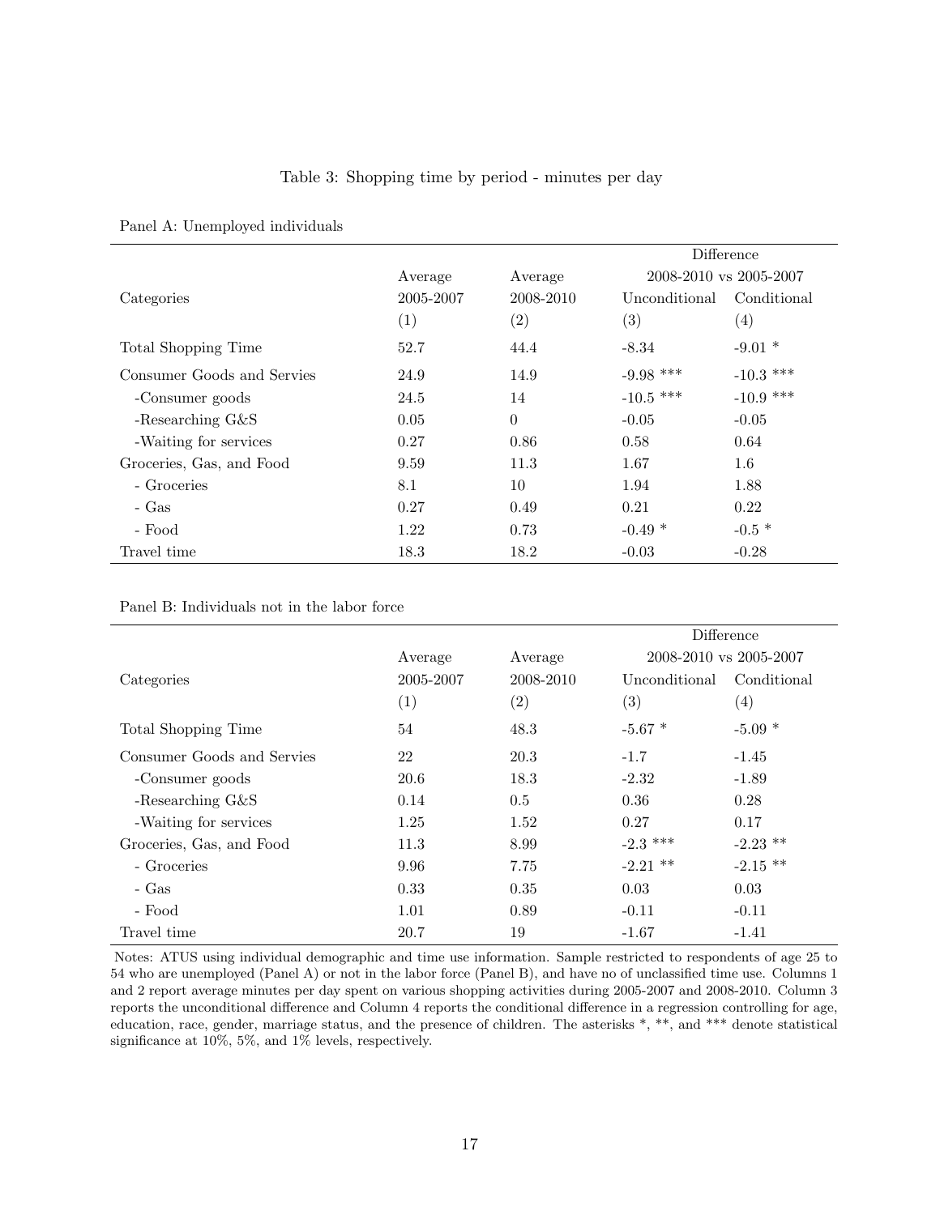Table 3: Shopping time by period - minutes per day

Panel A: Unemployed individuals

| | | | Difference | |
|---|---|---|---|---|
| | Average | Average | 2008-2010 vs 2005-2007 | |
| Categories | 2005-2007 | 2008-2010 | Unconditional | Conditional |
| | (1) | (2) | (3) | (4) |
| Total Shopping Time | 52.7 | 44.4 | -8.34 | -9.01 * |
| Consumer Goods and Servies | 24.9 | 14.9 | -9.98 *** | -10.3 *** |
| -Consumer goods | 24.5 | 14 | -10.5 *** | -10.9 *** |
| -Researching G&S | 0.05 | 0 | -0.05 | -0.05 |
| -Waiting for services | 0.27 | 0.86 | 0.58 | 0.64 |
| Groceries, Gas, and Food | 9.59 | 11.3 | 1.67 | 1.6 |
| - Groceries | 8.1 | 10 | 1.94 | 1.88 |
| - Gas | 0.27 | 0.49 | 0.21 | 0.22 |
| - Food | 1.22 | 0.73 | -0.49 * | -0.5 * |
| Travel time | 18.3 | 18.2 | -0.03 | -0.28 |

Panel B: Individuals not in the labor force

| | | | Difference | |
|---|---|---|---|---|
| | Average | Average | 2008-2010 vs 2005-2007 | |
| Categories | 2005-2007 | 2008-2010 | Unconditional | Conditional |
| | (1) | (2) | (3) | (4) |
| Total Shopping Time | 54 | 48.3 | -5.67 * | -5.09 * |
| Consumer Goods and Servies | 22 | 20.3 | -1.7 | -1.45 |
| -Consumer goods | 20.6 | 18.3 | -2.32 | -1.89 |
| -Researching G&S | 0.14 | 0.5 | 0.36 | 0.28 |
| -Waiting for services | 1.25 | 1.52 | 0.27 | 0.17 |
| Groceries, Gas, and Food | 11.3 | 8.99 | -2.3 *** | -2.23 ** |
| - Groceries | 9.96 | 7.75 | -2.21 ** | -2.15 ** |
| - Gas | 0.33 | 0.35 | 0.03 | 0.03 |
| - Food | 1.01 | 0.89 | -0.11 | -0.11 |
| Travel time | 20.7 | 19 | -1.67 | -1.41 |

Notes: ATUS using individual demographic and time use information. Sample restricted to respondents of age 25 to 54 who are unemployed (Panel A) or not in the labor force (Panel B), and have no of unclassified time use. Columns 1 and 2 report average minutes per day spent on various shopping activities during 2005-2007 and 2008-2010. Column 3 reports the unconditional difference and Column 4 reports the conditional difference in a regression controlling for age, education, race, gender, marriage status, and the presence of children. The asterisks *, **, and *** denote statistical significance at 10%, 5%, and 1% levels, respectively.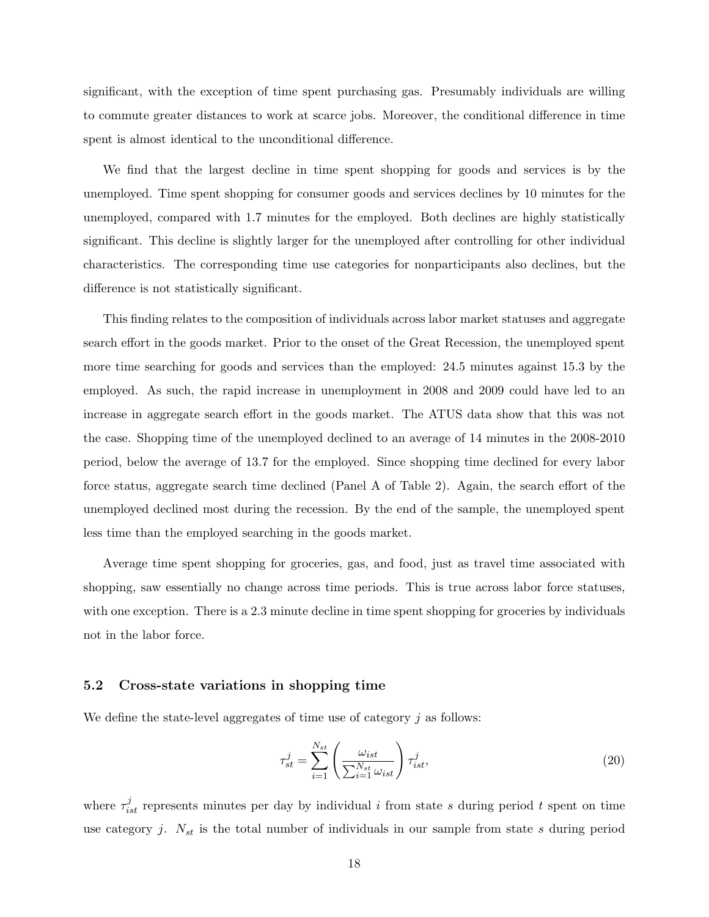significant, with the exception of time spent purchasing gas. Presumably individuals are willing to commute greater distances to work at scarce jobs. Moreover, the conditional difference in time spent is almost identical to the unconditional difference.

We find that the largest decline in time spent shopping for goods and services is by the unemployed. Time spent shopping for consumer goods and services declines by 10 minutes for the unemployed, compared with 1.7 minutes for the employed. Both declines are highly statistically significant. This decline is slightly larger for the unemployed after controlling for other individual characteristics. The corresponding time use categories for nonparticipants also declines, but the difference is not statistically significant.

This finding relates to the composition of individuals across labor market statuses and aggregate search effort in the goods market. Prior to the onset of the Great Recession, the unemployed spent more time searching for goods and services than the employed: 24.5 minutes against 15.3 by the employed. As such, the rapid increase in unemployment in 2008 and 2009 could have led to an increase in aggregate search effort in the goods market. The ATUS data show that this was not the case. Shopping time of the unemployed declined to an average of 14 minutes in the 2008-2010 period, below the average of 13.7 for the employed. Since shopping time declined for every labor force status, aggregate search time declined (Panel A of Table 2). Again, the search effort of the unemployed declined most during the recession. By the end of the sample, the unemployed spent less time than the employed searching in the goods market.

Average time spent shopping for groceries, gas, and food, just as travel time associated with shopping, saw essentially no change across time periods. This is true across labor force statuses, with one exception. There is a 2.3 minute decline in time spent shopping for groceries by individuals not in the labor force.

### 5.2 Cross-state variations in shopping time

We define the state-level aggregates of time use of category $j$ as follows:

$$\tau_{st}^{j} = \sum_{i=1}^{N_{st}} \left( \frac{\omega_{ist}}{\sum_{i=1}^{N_{st}} \omega_{ist}} \right) \tau_{ist}^{j}, \tag{20}$$

where $\tau_{ist}^{j}$ represents minutes per day by individual $i$ from state $s$ during period $t$ spent on time use category $j$. $N_{st}$ is the total number of individuals in our sample from state $s$ during period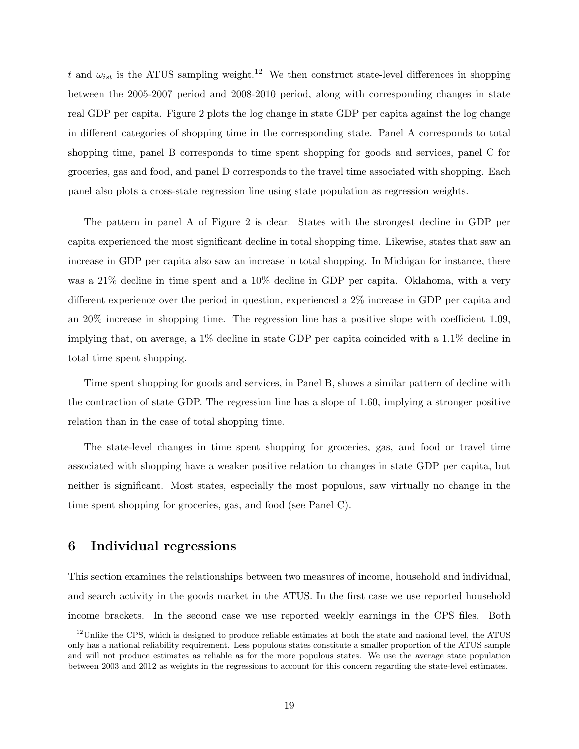$t$ and $\omega_{ist}$ is the ATUS sampling weight.[12] We then construct state-level differences in shopping between the 2005-2007 period and 2008-2010 period, along with corresponding changes in state real GDP per capita. Figure 2 plots the log change in state GDP per capita against the log change in different categories of shopping time in the corresponding state. Panel A corresponds to total shopping time, panel B corresponds to time spent shopping for goods and services, panel C for groceries, gas and food, and panel D corresponds to the travel time associated with shopping. Each panel also plots a cross-state regression line using state population as regression weights.

The pattern in panel A of Figure 2 is clear. States with the strongest decline in GDP per capita experienced the most significant decline in total shopping time. Likewise, states that saw an increase in GDP per capita also saw an increase in total shopping. In Michigan for instance, there was a 21% decline in time spent and a 10% decline in GDP per capita. Oklahoma, with a very different experience over the period in question, experienced a 2% increase in GDP per capita and an 20% increase in shopping time. The regression line has a positive slope with coefficient 1.09, implying that, on average, a 1% decline in state GDP per capita coincided with a 1.1% decline in total time spent shopping.

Time spent shopping for goods and services, in Panel B, shows a similar pattern of decline with the contraction of state GDP. The regression line has a slope of 1.60, implying a stronger positive relation than in the case of total shopping time.

The state-level changes in time spent shopping for groceries, gas, and food or travel time associated with shopping have a weaker positive relation to changes in state GDP per capita, but neither is significant. Most states, especially the most populous, saw virtually no change in the time spent shopping for groceries, gas, and food (see Panel C).

# 6 Individual regressions

This section examines the relationships between two measures of income, household and individual, and search activity in the goods market in the ATUS. In the first case we use reported household income brackets. In the second case we use reported weekly earnings in the CPS files. Both

[12] Unlike the CPS, which is designed to produce reliable estimates at both the state and national level, the ATUS only has a national reliability requirement. Less populous states constitute a smaller proportion of the ATUS sample and will not produce estimates as reliable as for the more populous states. We use the average state population between 2003 and 2012 as weights in the regressions to account for this concern regarding the state-level estimates.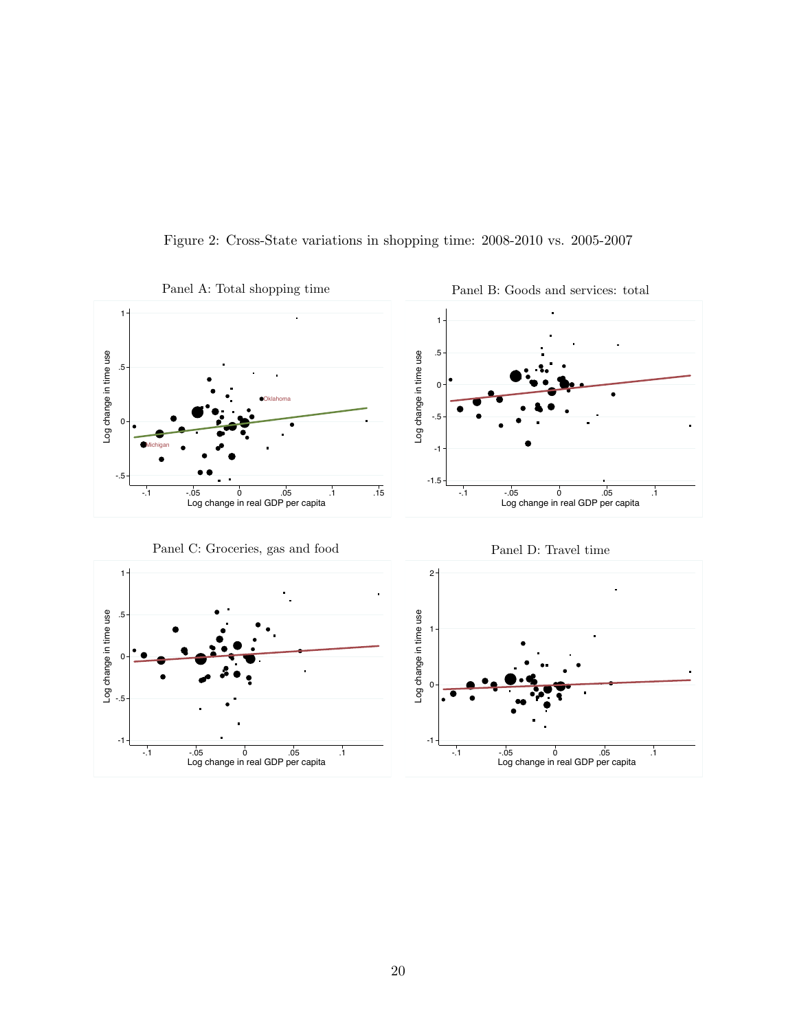Figure 2: Cross-State variations in shopping time: 2008-2010 vs. 2005-2007

Panel A: Total shopping time

Panel B: Goods and services: total

Panel C: Groceries, gas and food

Panel D: Travel time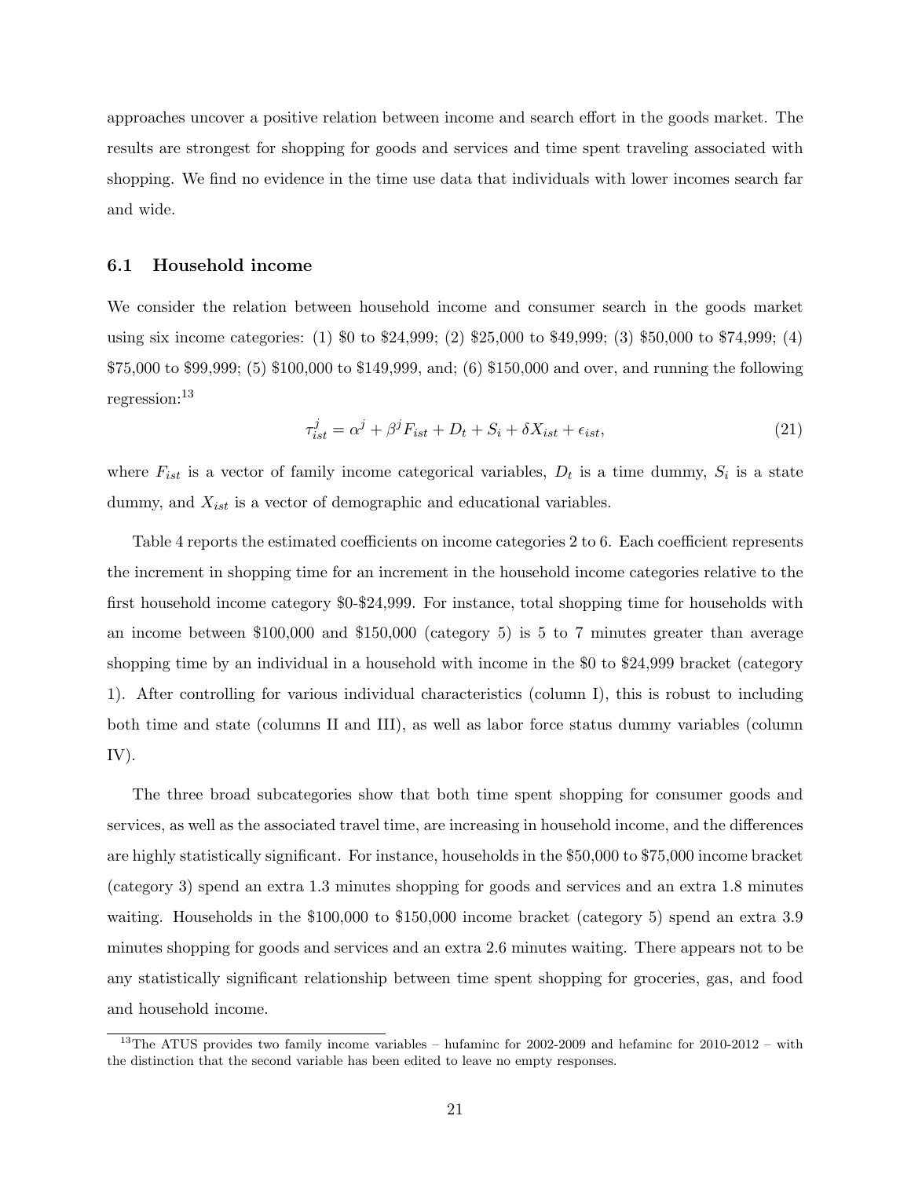approaches uncover a positive relation between income and search effort in the goods market. The results are strongest for shopping for goods and services and time spent traveling associated with shopping. We find no evidence in the time use data that individuals with lower incomes search far and wide.

### 6.1 Household income

We consider the relation between household income and consumer search in the goods market using six income categories: (1) \$0 to \$24,999; (2) \$25,000 to \$49,999; (3) \$50,000 to \$74,999; (4) \$75,000 to \$99,999; (5) \$100,000 to \$149,999, and; (6) \$150,000 and over, and running the following regression:[13]

$$\tau_{ist}^{j} = \alpha^{j} + \beta^{j} F_{ist} + D_t + S_i + \delta X_{ist} + \epsilon_{ist}, \tag{21}$$

where $F_{ist}$ is a vector of family income categorical variables, $D_t$ is a time dummy, $S_i$ is a state dummy, and $X_{ist}$ is a vector of demographic and educational variables.

Table 4 reports the estimated coefficients on income categories 2 to 6. Each coefficient represents the increment in shopping time for an increment in the household income categories relative to the first household income category \$0-\$24,999. For instance, total shopping time for households with an income between \$100,000 and \$150,000 (category 5) is 5 to 7 minutes greater than average shopping time by an individual in a household with income in the \$0 to \$24,999 bracket (category 1). After controlling for various individual characteristics (column I), this is robust to including both time and state (columns II and III), as well as labor force status dummy variables (column IV).

The three broad subcategories show that both time spent shopping for consumer goods and services, as well as the associated travel time, are increasing in household income, and the differences are highly statistically significant. For instance, households in the \$50,000 to \$75,000 income bracket (category 3) spend an extra 1.3 minutes shopping for goods and services and an extra 1.8 minutes waiting. Households in the \$100,000 to \$150,000 income bracket (category 5) spend an extra 3.9 minutes shopping for goods and services and an extra 2.6 minutes waiting. There appears not to be any statistically significant relationship between time spent shopping for groceries, gas, and food and household income.

[13] The ATUS provides two family income variables – hufaminc for 2002-2009 and hefaminc for 2010-2012 – with the distinction that the second variable has been edited to leave no empty responses.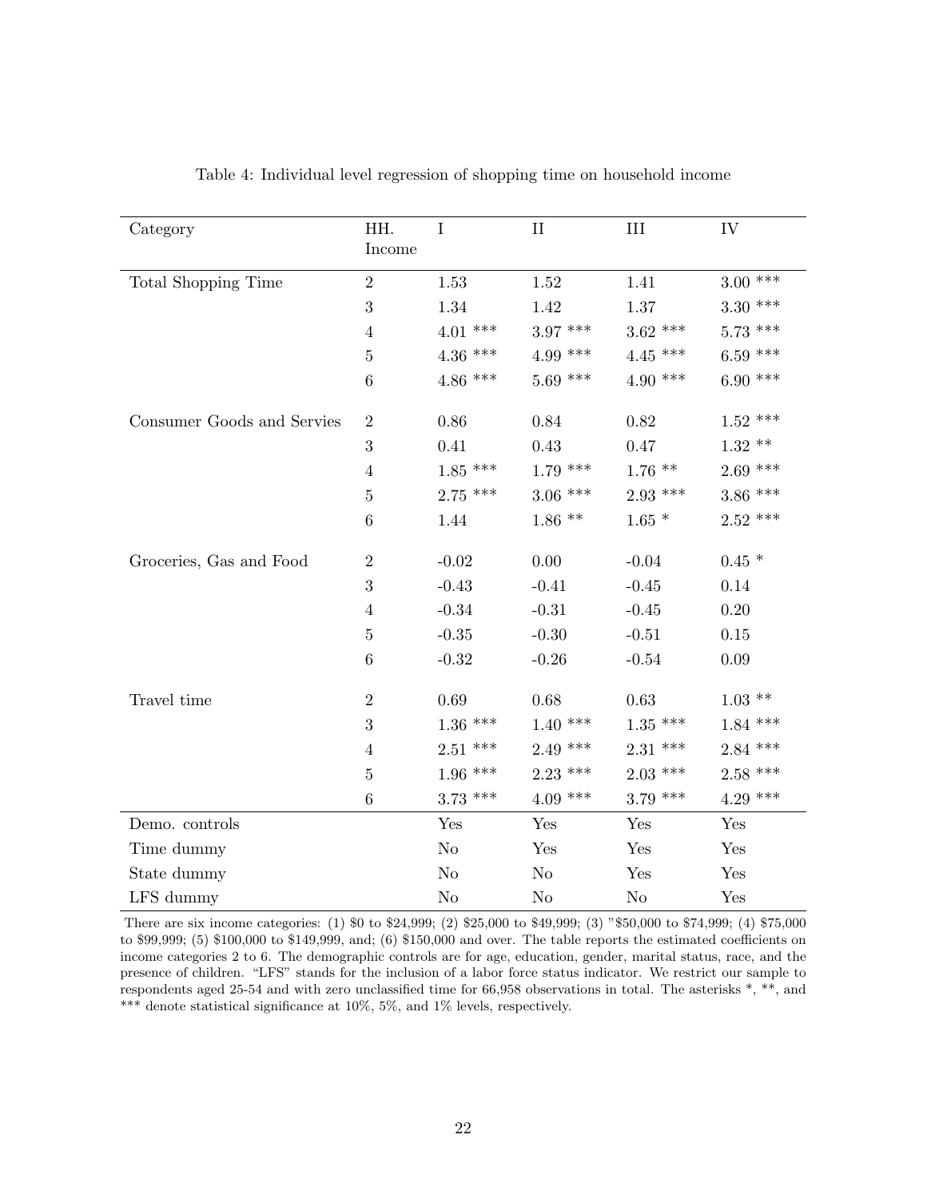Table 4: Individual level regression of shopping time on household income

| Category | HH. Income | I | II | III | IV |
|---|---|---|---|---|---|
| Total Shopping Time | 2 | 1.53 | 1.52 | 1.41 | 3.00 *** |
| | 3 | 1.34 | 1.42 | 1.37 | 3.30 *** |
| | 4 | 4.01 *** | 3.97 *** | 3.62 *** | 5.73 *** |
| | 5 | 4.36 *** | 4.99 *** | 4.45 *** | 6.59 *** |
| | 6 | 4.86 *** | 5.69 *** | 4.90 *** | 6.90 *** |
| Consumer Goods and Servies | 2 | 0.86 | 0.84 | 0.82 | 1.52 *** |
| | 3 | 0.41 | 0.43 | 0.47 | 1.32 ** |
| | 4 | 1.85 *** | 1.79 *** | 1.76 ** | 2.69 *** |
| | 5 | 2.75 *** | 3.06 *** | 2.93 *** | 3.86 *** |
| | 6 | 1.44 | 1.86 ** | 1.65 * | 2.52 *** |
| Groceries, Gas and Food | 2 | -0.02 | 0.00 | -0.04 | 0.45 * |
| | 3 | -0.43 | -0.41 | -0.45 | 0.14 |
| | 4 | -0.34 | -0.31 | -0.45 | 0.20 |
| | 5 | -0.35 | -0.30 | -0.51 | 0.15 |
| | 6 | -0.32 | -0.26 | -0.54 | 0.09 |
| Travel time | 2 | 0.69 | 0.68 | 0.63 | 1.03 ** |
| | 3 | 1.36 *** | 1.40 *** | 1.35 *** | 1.84 *** |
| | 4 | 2.51 *** | 2.49 *** | 2.31 *** | 2.84 *** |
| | 5 | 1.96 *** | 2.23 *** | 2.03 *** | 2.58 *** |
| | 6 | 3.73 *** | 4.09 *** | 3.79 *** | 4.29 *** |
| Demo. controls | | Yes | Yes | Yes | Yes |
| Time dummy | | No | Yes | Yes | Yes |
| State dummy | | No | No | Yes | Yes |
| LFS dummy | | No | No | No | Yes |

There are six income categories: (1) \$0 to \$24,999; (2) \$25,000 to \$49,999; (3) "\$50,000 to \$74,999; (4) \$75,000 to \$99,999; (5) \$100,000 to \$149,999, and; (6) \$150,000 and over. The table reports the estimated coefficients on income categories 2 to 6. The demographic controls are for age, education, gender, marital status, race, and the presence of children. "LFS" stands for the inclusion of a labor force status indicator. We restrict our sample to respondents aged 25-54 and with zero unclassified time for 66,958 observations in total. The asterisks *, **, and *** denote statistical significance at 10%, 5%, and 1% levels, respectively.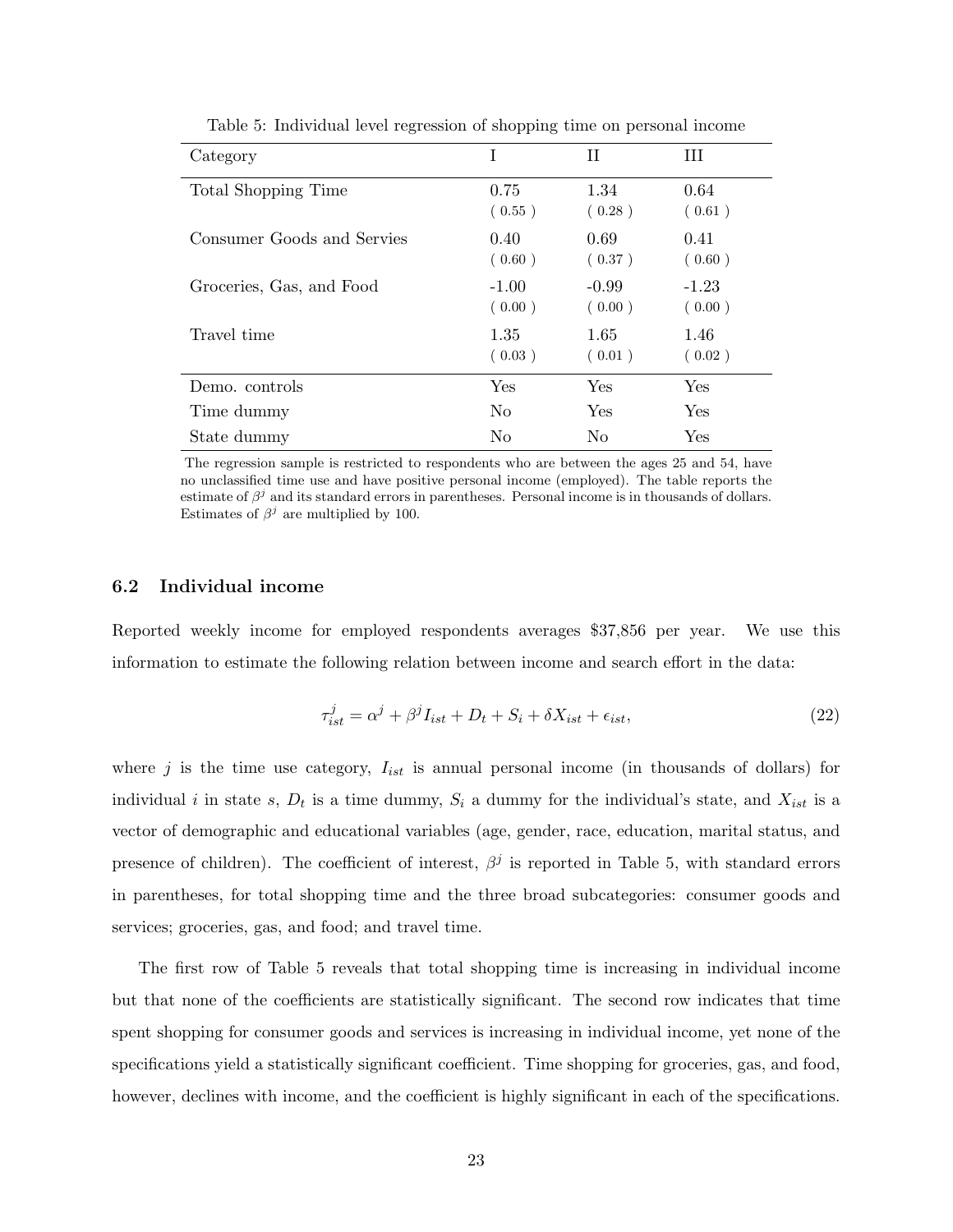Table 5: Individual level regression of shopping time on personal income

| Category | I | II | III |
|---|---|---|---|
| Total Shopping Time | 0.75<br>( 0.55 ) | 1.34<br>( 0.28 ) | 0.64<br>( 0.61 ) |
| Consumer Goods and Servies | 0.40<br>( 0.60 ) | 0.69<br>( 0.37 ) | 0.41<br>( 0.60 ) |
| Groceries, Gas, and Food | -1.00<br>( 0.00 ) | -0.99<br>( 0.00 ) | -1.23<br>( 0.00 ) |
| Travel time | 1.35<br>( 0.03 ) | 1.65<br>( 0.01 ) | 1.46<br>( 0.02 ) |
| Demo. controls | Yes | Yes | Yes |
| Time dummy | No | Yes | Yes |
| State dummy | No | No | Yes |

The regression sample is restricted to respondents who are between the ages 25 and 54, have no unclassified time use and have positive personal income (employed). The table reports the estimate of $\beta^j$ and its standard errors in parentheses. Personal income is in thousands of dollars. Estimates of $\beta^j$ are multiplied by 100.

### 6.2 Individual income

Reported weekly income for employed respondents averages \$37,856 per year. We use this information to estimate the following relation between income and search effort in the data:

$$\tau_{ist}^{j} = \alpha^{j} + \beta^{j} I_{ist} + D_t + S_i + \delta X_{ist} + \epsilon_{ist}, \tag{22}$$

where $j$ is the time use category, $I_{ist}$ is annual personal income (in thousands of dollars) for individual $i$ in state $s$, $D_t$ is a time dummy, $S_i$ a dummy for the individual's state, and $X_{ist}$ is a vector of demographic and educational variables (age, gender, race, education, marital status, and presence of children). The coefficient of interest, $\beta^j$ is reported in Table 5, with standard errors in parentheses, for total shopping time and the three broad subcategories: consumer goods and services; groceries, gas, and food; and travel time.

The first row of Table 5 reveals that total shopping time is increasing in individual income but that none of the coefficients are statistically significant. The second row indicates that time spent shopping for consumer goods and services is increasing in individual income, yet none of the specifications yield a statistically significant coefficient. Time shopping for groceries, gas, and food, however, declines with income, and the coefficient is highly significant in each of the specifications.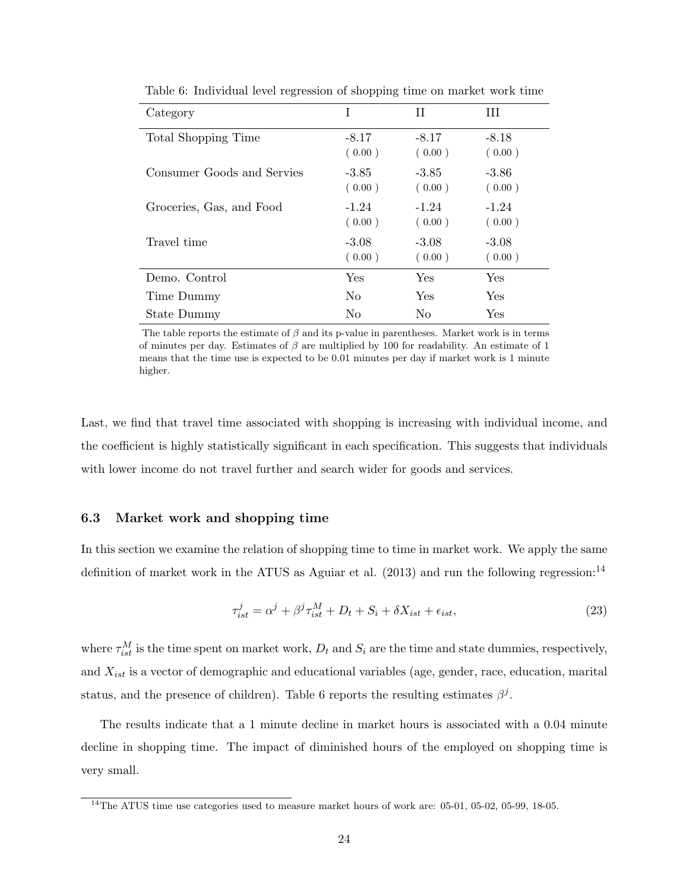Table 6: Individual level regression of shopping time on market work time

| Category | I | II | III |
|---|---|---|---|
| Total Shopping Time | -8.17 | -8.17 | -8.18 |
| | ( 0.00 ) | ( 0.00 ) | ( 0.00 ) |
| Consumer Goods and Servies | -3.85 | -3.85 | -3.86 |
| | ( 0.00 ) | ( 0.00 ) | ( 0.00 ) |
| Groceries, Gas, and Food | -1.24 | -1.24 | -1.24 |
| | ( 0.00 ) | ( 0.00 ) | ( 0.00 ) |
| Travel time | -3.08 | -3.08 | -3.08 |
| | ( 0.00 ) | ( 0.00 ) | ( 0.00 ) |
| Demo. Control | Yes | Yes | Yes |
| Time Dummy | No | Yes | Yes |
| State Dummy | No | No | Yes |

The table reports the estimate of $\beta$ and its p-value in parentheses. Market work is in terms of minutes per day. Estimates of $\beta$ are multiplied by 100 for readability. An estimate of 1 means that the time use is expected to be 0.01 minutes per day if market work is 1 minute higher.

Last, we find that travel time associated with shopping is increasing with individual income, and the coefficient is highly statistically significant in each specification. This suggests that individuals with lower income do not travel further and search wider for goods and services.

### 6.3 Market work and shopping time

In this section we examine the relation of shopping time to time in market work. We apply the same definition of market work in the ATUS as Aguiar et al. (2013) and run the following regression:[14]

$$\tau_{ist}^{j} = \alpha^{j} + \beta^{j}\tau_{ist}^{M} + D_t + S_i + \delta X_{ist} + \epsilon_{ist}, \tag{23}$$

where $\tau_{ist}^{M}$ is the time spent on market work, $D_t$ and $S_i$ are the time and state dummies, respectively, and $X_{ist}$ is a vector of demographic and educational variables (age, gender, race, education, marital status, and the presence of children). Table 6 reports the resulting estimates $\beta^{j}$.

The results indicate that a 1 minute decline in market hours is associated with a 0.04 minute decline in shopping time. The impact of diminished hours of the employed on shopping time is very small.

[14] The ATUS time use categories used to measure market hours of work are: 05-01, 05-02, 05-99, 18-05.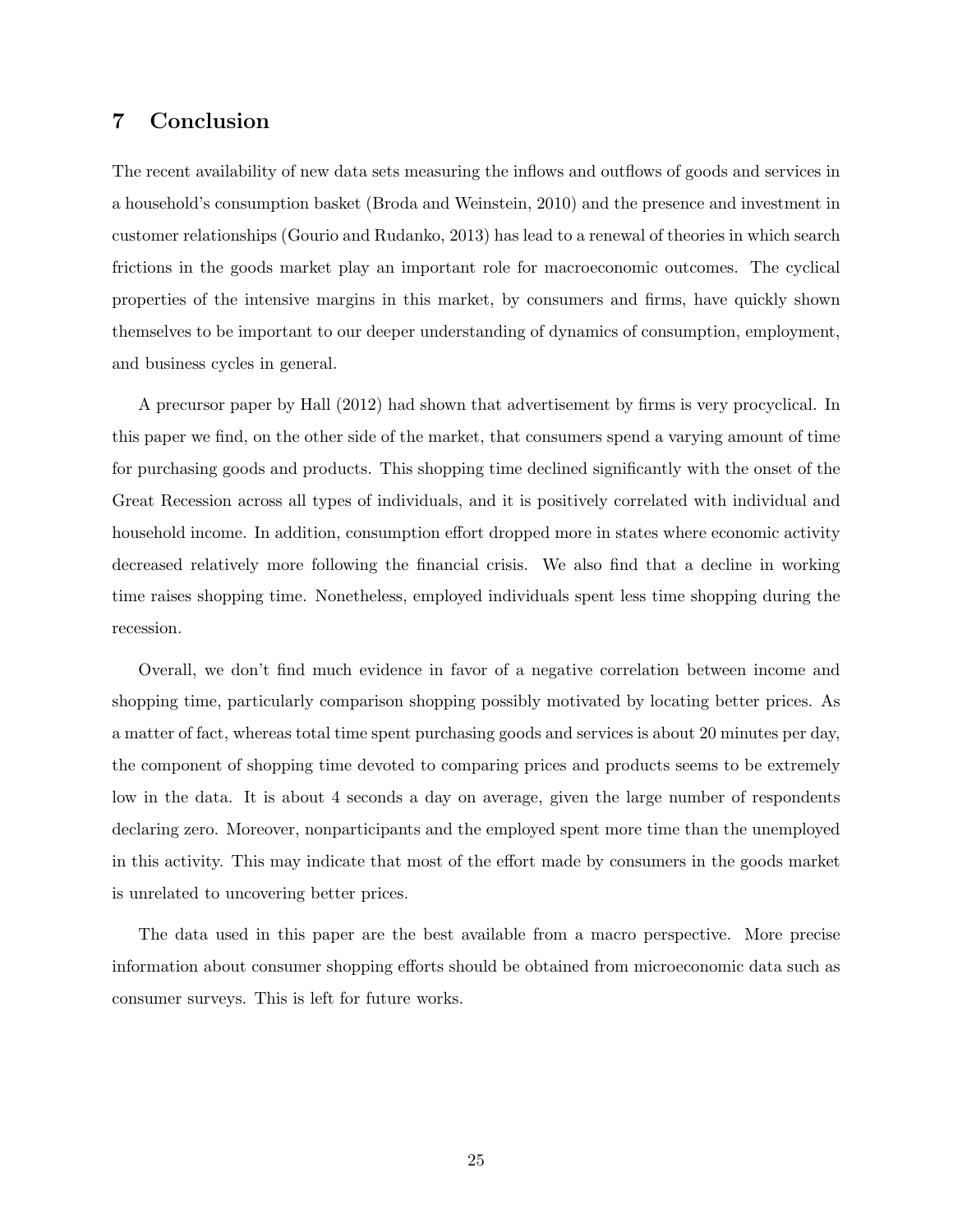## 7 Conclusion

The recent availability of new data sets measuring the inflows and outflows of goods and services in a household's consumption basket (Broda and Weinstein, 2010) and the presence and investment in customer relationships (Gourio and Rudanko, 2013) has lead to a renewal of theories in which search frictions in the goods market play an important role for macroeconomic outcomes. The cyclical properties of the intensive margins in this market, by consumers and firms, have quickly shown themselves to be important to our deeper understanding of dynamics of consumption, employment, and business cycles in general.

A precursor paper by Hall (2012) had shown that advertisement by firms is very procyclical. In this paper we find, on the other side of the market, that consumers spend a varying amount of time for purchasing goods and products. This shopping time declined significantly with the onset of the Great Recession across all types of individuals, and it is positively correlated with individual and household income. In addition, consumption effort dropped more in states where economic activity decreased relatively more following the financial crisis. We also find that a decline in working time raises shopping time. Nonetheless, employed individuals spent less time shopping during the recession.

Overall, we don't find much evidence in favor of a negative correlation between income and shopping time, particularly comparison shopping possibly motivated by locating better prices. As a matter of fact, whereas total time spent purchasing goods and services is about 20 minutes per day, the component of shopping time devoted to comparing prices and products seems to be extremely low in the data. It is about 4 seconds a day on average, given the large number of respondents declaring zero. Moreover, nonparticipants and the employed spent more time than the unemployed in this activity. This may indicate that most of the effort made by consumers in the goods market is unrelated to uncovering better prices.

The data used in this paper are the best available from a macro perspective. More precise information about consumer shopping efforts should be obtained from microeconomic data such as consumer surveys. This is left for future works.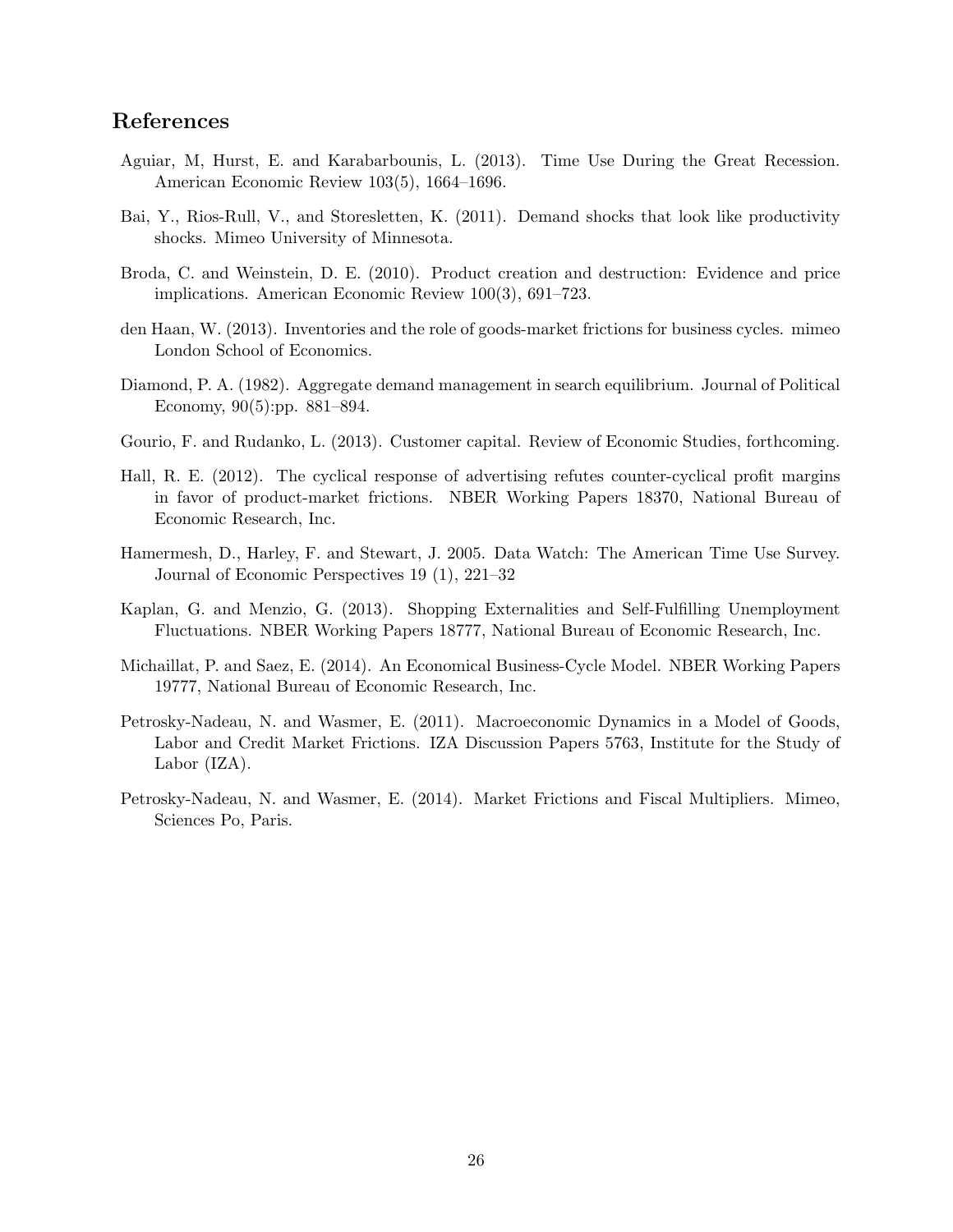## References

Aguiar, M, Hurst, E. and Karabarbounis, L. (2013). Time Use During the Great Recession. American Economic Review 103(5), 1664–1696.

Bai, Y., Rios-Rull, V., and Storesletten, K. (2011). Demand shocks that look like productivity shocks. Mimeo University of Minnesota.

Broda, C. and Weinstein, D. E. (2010). Product creation and destruction: Evidence and price implications. American Economic Review 100(3), 691–723.

den Haan, W. (2013). Inventories and the role of goods-market frictions for business cycles. mimeo London School of Economics.

Diamond, P. A. (1982). Aggregate demand management in search equilibrium. Journal of Political Economy, 90(5):pp. 881–894.

Gourio, F. and Rudanko, L. (2013). Customer capital. Review of Economic Studies, forthcoming.

Hall, R. E. (2012). The cyclical response of advertising refutes counter-cyclical profit margins in favor of product-market frictions. NBER Working Papers 18370, National Bureau of Economic Research, Inc.

Hamermesh, D., Harley, F. and Stewart, J. 2005. Data Watch: The American Time Use Survey. Journal of Economic Perspectives 19 (1), 221–32

Kaplan, G. and Menzio, G. (2013). Shopping Externalities and Self-Fulfilling Unemployment Fluctuations. NBER Working Papers 18777, National Bureau of Economic Research, Inc.

Michaillat, P. and Saez, E. (2014). An Economical Business-Cycle Model. NBER Working Papers 19777, National Bureau of Economic Research, Inc.

Petrosky-Nadeau, N. and Wasmer, E. (2011). Macroeconomic Dynamics in a Model of Goods, Labor and Credit Market Frictions. IZA Discussion Papers 5763, Institute for the Study of Labor (IZA).

Petrosky-Nadeau, N. and Wasmer, E. (2014). Market Frictions and Fiscal Multipliers. Mimeo, Sciences Po, Paris.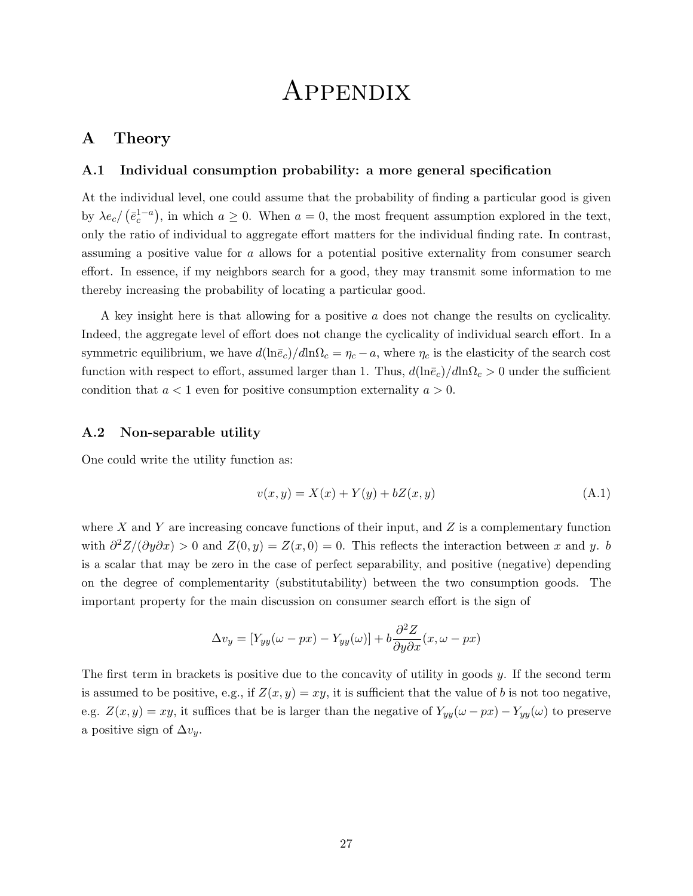# Appendix

## A Theory

### A.1 Individual consumption probability: a more general specification

At the individual level, one could assume that the probability of finding a particular good is given by $\lambda e_c / \left(\bar{e}_c^{1-a}\right)$, in which $a \geq 0$. When $a = 0$, the most frequent assumption explored in the text, only the ratio of individual to aggregate effort matters for the individual finding rate. In contrast, assuming a positive value for $a$ allows for a potential positive externality from consumer search effort. In essence, if my neighbors search for a good, they may transmit some information to me thereby increasing the probability of locating a particular good.

A key insight here is that allowing for a positive $a$ does not change the results on cyclicality. Indeed, the aggregate level of effort does not change the cyclicality of individual search effort. In a symmetric equilibrium, we have $d(\ln \bar{e}_c)/d\ln\Omega_c = \eta_c - a$, where $\eta_c$ is the elasticity of the search cost function with respect to effort, assumed larger than 1. Thus, $d(\ln \bar{e}_c)/d\ln\Omega_c > 0$ under the sufficient condition that $a < 1$ even for positive consumption externality $a > 0$.

### A.2 Non-separable utility

One could write the utility function as:

$$v(x, y) = X(x) + Y(y) + bZ(x, y) \tag{A.1}$$

where $X$ and $Y$ are increasing concave functions of their input, and $Z$ is a complementary function with $\partial^2 Z/(\partial y \partial x) > 0$ and $Z(0, y) = Z(x, 0) = 0$. This reflects the interaction between $x$ and $y$. $b$ is a scalar that may be zero in the case of perfect separability, and positive (negative) depending on the degree of complementarity (substitutability) between the two consumption goods. The important property for the main discussion on consumer search effort is the sign of

$$\Delta v_y = [Y_{yy}(\omega - px) - Y_{yy}(\omega)] + b\frac{\partial^2 Z}{\partial y \partial x}(x, \omega - px)$$

The first term in brackets is positive due to the concavity of utility in goods $y$. If the second term is assumed to be positive, e.g., if $Z(x, y) = xy$, it is sufficient that the value of $b$ is not too negative, e.g. $Z(x, y) = xy$, it suffices that be is larger than the negative of $Y_{yy}(\omega - px) - Y_{yy}(\omega)$ to preserve a positive sign of $\Delta v_y$.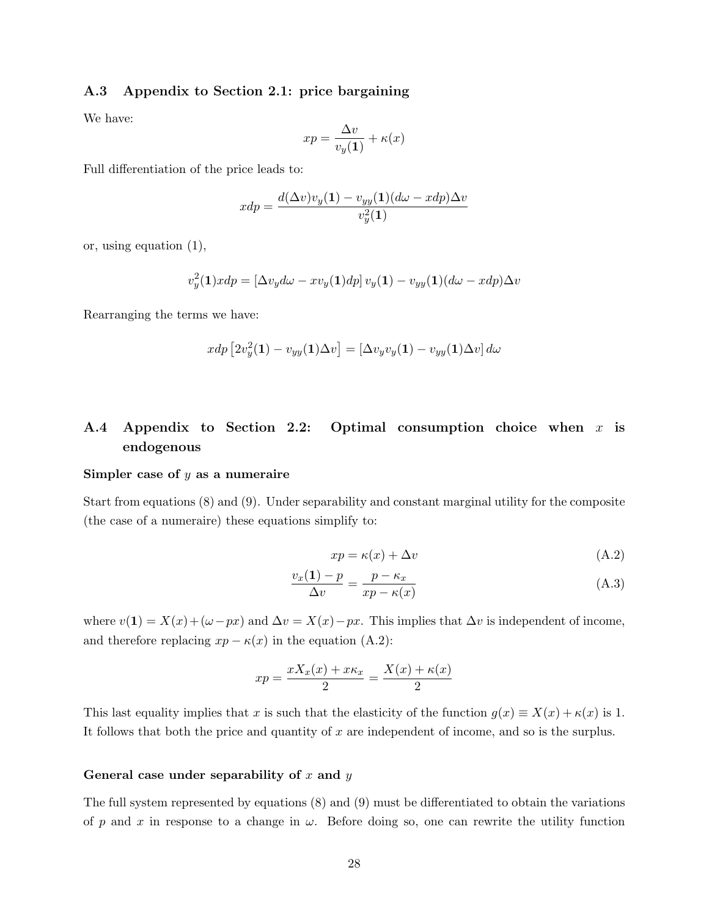## A.3 Appendix to Section 2.1: price bargaining

We have:

$$xp = \frac{\Delta v}{v_y(\mathbf{1})} + \kappa(x)$$

Full differentiation of the price leads to:

$$xdp = \frac{d(\Delta v)v_y(\mathbf{1}) - v_{yy}(\mathbf{1})(d\omega - xdp)\Delta v}{v_y^2(\mathbf{1})}$$

or, using equation (1),

$$v_y^2(\mathbf{1})xdp = \left[\Delta v_y d\omega - xv_y(\mathbf{1})dp\right] v_y(\mathbf{1}) - v_{yy}(\mathbf{1})(d\omega - xdp)\Delta v$$

Rearranging the terms we have:

$$xdp\left[2v_y^2(\mathbf{1}) - v_{yy}(\mathbf{1})\Delta v\right] = \left[\Delta v_y v_y(\mathbf{1}) - v_{yy}(\mathbf{1})\Delta v\right] d\omega$$

## A.4 Appendix to Section 2.2: Optimal consumption choice when $x$ is endogenous

**Simpler case of $y$ as a numeraire**

Start from equations (8) and (9). Under separability and constant marginal utility for the composite (the case of a numeraire) these equations simplify to:

$$xp = \kappa(x) + \Delta v \tag{A.2}$$

$$\frac{v_x(\mathbf{1}) - p}{\Delta v} = \frac{p - \kappa_x}{xp - \kappa(x)} \tag{A.3}$$

where $v(\mathbf{1}) = X(x) + (\omega - px)$ and $\Delta v = X(x) - px$. This implies that $\Delta v$ is independent of income, and therefore replacing $xp - \kappa(x)$ in the equation (A.2):

$$xp = \frac{xX_x(x) + x\kappa_x}{2} = \frac{X(x) + \kappa(x)}{2}$$

This last equality implies that $x$ is such that the elasticity of the function $g(x) \equiv X(x) + \kappa(x)$ is 1. It follows that both the price and quantity of $x$ are independent of income, and so is the surplus.

**General case under separability of $x$ and $y$**

The full system represented by equations (8) and (9) must be differentiated to obtain the variations of $p$ and $x$ in response to a change in $\omega$. Before doing so, one can rewrite the utility function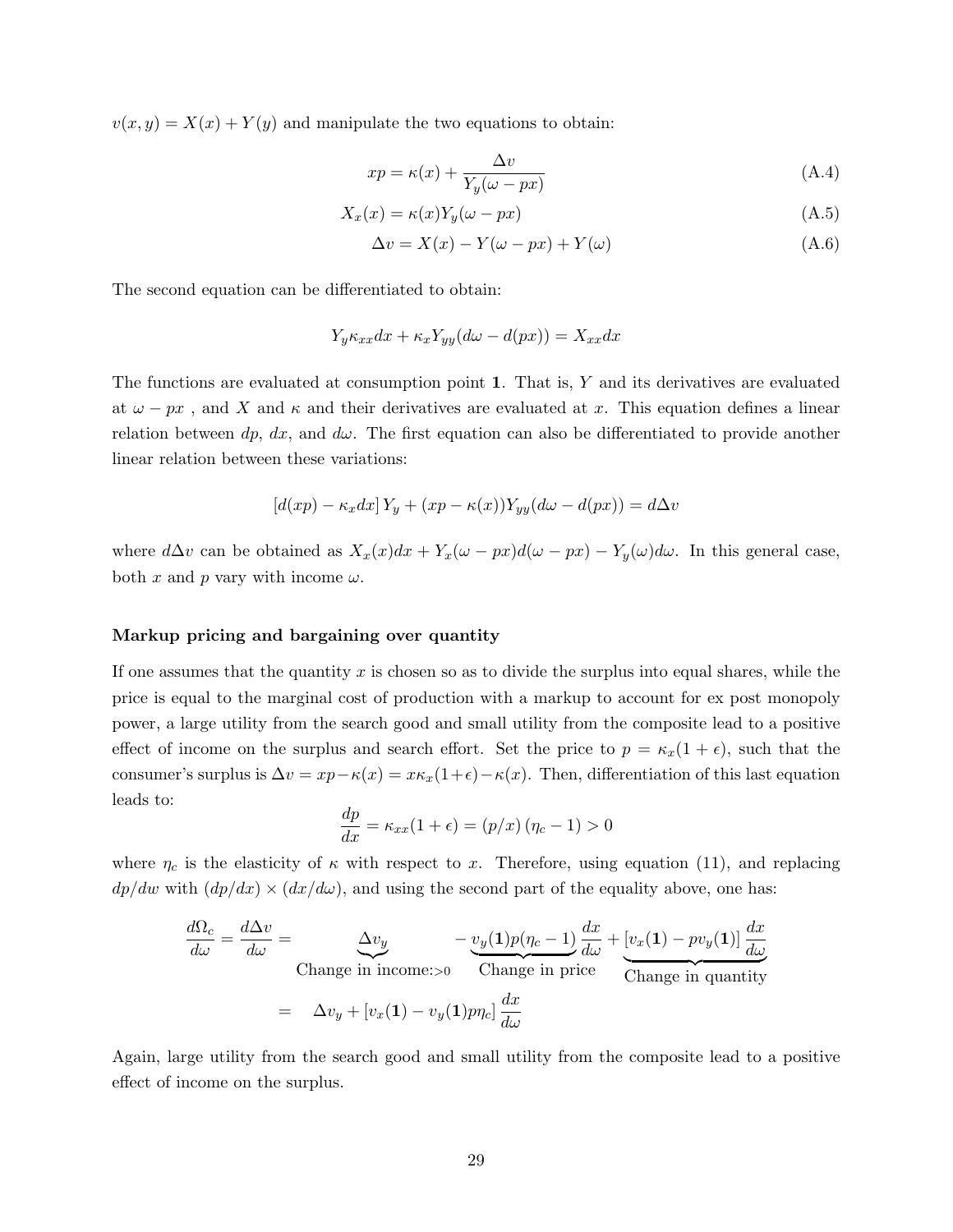$v(x, y) = X(x) + Y(y)$ and manipulate the two equations to obtain:

$$xp = \kappa(x) + \frac{\Delta v}{Y_y(\omega - px)} \tag{A.4}$$

$$X_x(x) = \kappa(x) Y_y(\omega - px) \tag{A.5}$$

$$\Delta v = X(x) - Y(\omega - px) + Y(\omega) \tag{A.6}$$

The second equation can be differentiated to obtain:

$$Y_y \kappa_{xx} dx + \kappa_x Y_{yy}(d\omega - d(px)) = X_{xx} dx$$

The functions are evaluated at consumption point **1**. That is, $Y$ and its derivatives are evaluated at $\omega - px$ , and $X$ and $\kappa$ and their derivatives are evaluated at $x$. This equation defines a linear relation between $dp$, $dx$, and $d\omega$. The first equation can also be differentiated to provide another linear relation between these variations:

$$[d(xp) - \kappa_x dx] \, Y_y + (xp - \kappa(x)) Y_{yy}(d\omega - d(px)) = d\Delta v$$

where $d\Delta v$ can be obtained as $X_x(x)dx + Y_x(\omega - px)d(\omega - px) - Y_y(\omega)d\omega$. In this general case, both $x$ and $p$ vary with income $\omega$.

**Markup pricing and bargaining over quantity**

If one assumes that the quantity $x$ is chosen so as to divide the surplus into equal shares, while the price is equal to the marginal cost of production with a markup to account for ex post monopoly power, a large utility from the search good and small utility from the composite lead to a positive effect of income on the surplus and search effort. Set the price to $p = \kappa_x(1 + \epsilon)$, such that the consumer's surplus is $\Delta v = xp - \kappa(x) = x\kappa_x(1+\epsilon) - \kappa(x)$. Then, differentiation of this last equation leads to:

$$\frac{dp}{dx} = \kappa_{xx}(1 + \epsilon) = (p/x)\,(\eta_c - 1) > 0$$

where $\eta_c$ is the elasticity of $\kappa$ with respect to $x$. Therefore, using equation (11), and replacing $dp/dw$ with $(dp/dx) \times (dx/d\omega)$, and using the second part of the equality above, one has:

$$\begin{aligned}
\frac{d\Omega_c}{d\omega} = \frac{d\Delta v}{d\omega} &= \underbrace{\Delta v_y}_{\text{Change in income:}>0} - \underbrace{v_y(\mathbf{1}) p(\eta_c - 1)}_{\text{Change in price}} \frac{dx}{d\omega} + \underbrace{[v_x(\mathbf{1}) - p v_y(\mathbf{1})] \, \frac{dx}{d\omega}}_{\text{Change in quantity}} \\
&= \quad \Delta v_y + [v_x(\mathbf{1}) - v_y(\mathbf{1}) p \eta_c] \, \frac{dx}{d\omega}
\end{aligned}$$

Again, large utility from the search good and small utility from the composite lead to a positive effect of income on the surplus.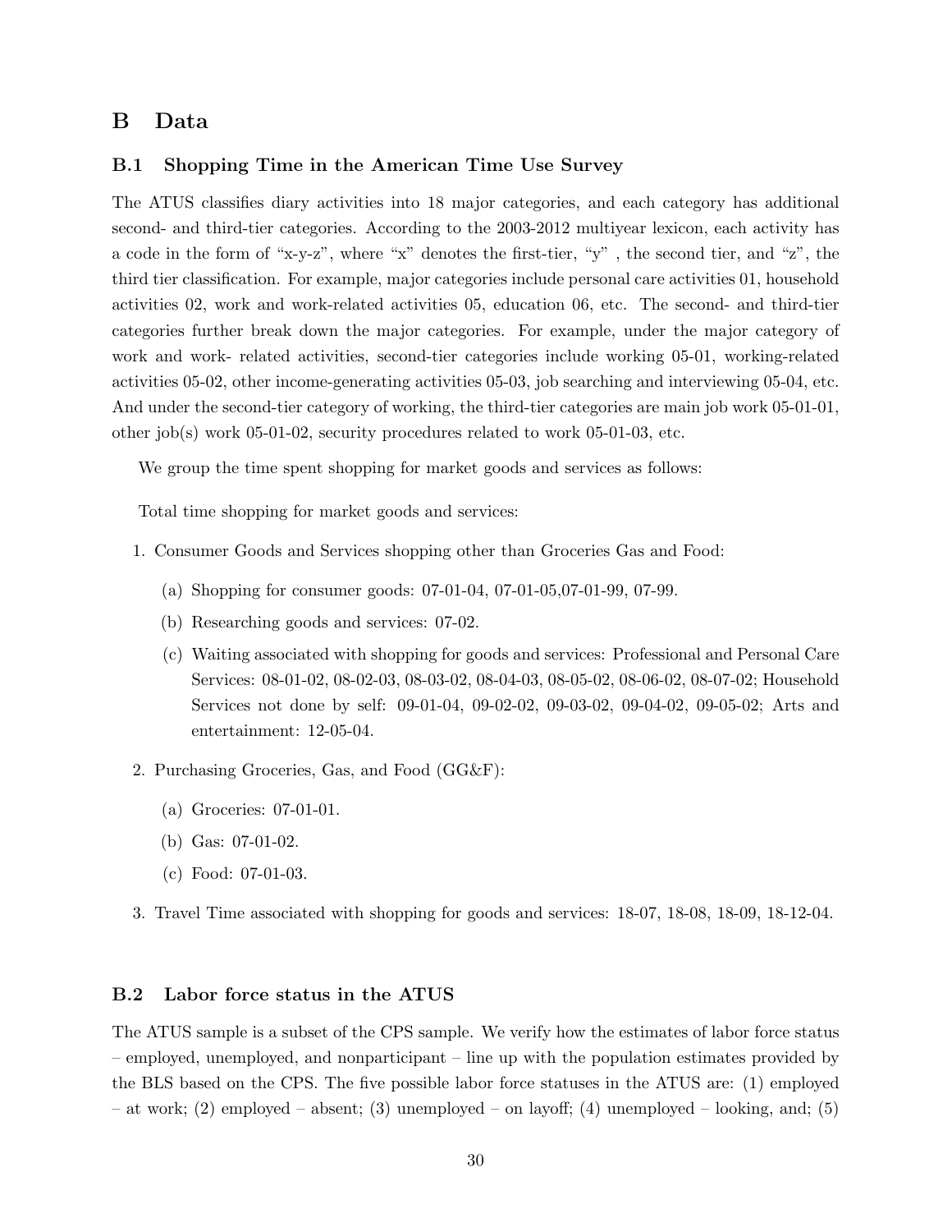# B Data

## B.1 Shopping Time in the American Time Use Survey

The ATUS classifies diary activities into 18 major categories, and each category has additional second- and third-tier categories. According to the 2003-2012 multiyear lexicon, each activity has a code in the form of "x-y-z", where "x" denotes the first-tier, "y" , the second tier, and "z", the third tier classification. For example, major categories include personal care activities 01, household activities 02, work and work-related activities 05, education 06, etc. The second- and third-tier categories further break down the major categories. For example, under the major category of work and work- related activities, second-tier categories include working 05-01, working-related activities 05-02, other income-generating activities 05-03, job searching and interviewing 05-04, etc. And under the second-tier category of working, the third-tier categories are main job work 05-01-01, other job(s) work 05-01-02, security procedures related to work 05-01-03, etc.

We group the time spent shopping for market goods and services as follows:

Total time shopping for market goods and services:

1. Consumer Goods and Services shopping other than Groceries Gas and Food:
   (a) Shopping for consumer goods: 07-01-04, 07-01-05,07-01-99, 07-99.
   (b) Researching goods and services: 07-02.
   (c) Waiting associated with shopping for goods and services: Professional and Personal Care Services: 08-01-02, 08-02-03, 08-03-02, 08-04-03, 08-05-02, 08-06-02, 08-07-02; Household Services not done by self: 09-01-04, 09-02-02, 09-03-02, 09-04-02, 09-05-02; Arts and entertainment: 12-05-04.
2. Purchasing Groceries, Gas, and Food (GG&F):
   (a) Groceries: 07-01-01.
   (b) Gas: 07-01-02.
   (c) Food: 07-01-03.
3. Travel Time associated with shopping for goods and services: 18-07, 18-08, 18-09, 18-12-04.

## B.2 Labor force status in the ATUS

The ATUS sample is a subset of the CPS sample. We verify how the estimates of labor force status – employed, unemployed, and nonparticipant – line up with the population estimates provided by the BLS based on the CPS. The five possible labor force statuses in the ATUS are: (1) employed – at work; (2) employed – absent; (3) unemployed – on layoff; (4) unemployed – looking, and; (5)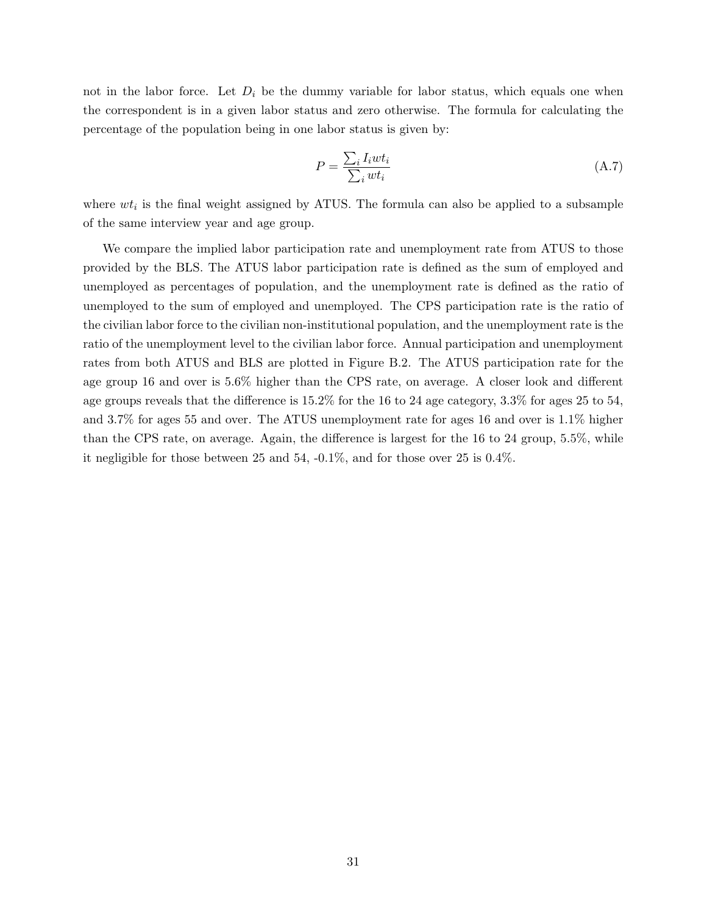not in the labor force. Let $D_i$ be the dummy variable for labor status, which equals one when the correspondent is in a given labor status and zero otherwise. The formula for calculating the percentage of the population being in one labor status is given by:

$$P = \frac{\sum_i I_i wt_i}{\sum_i wt_i} \tag{A.7}$$

where $wt_i$ is the final weight assigned by ATUS. The formula can also be applied to a subsample of the same interview year and age group.

We compare the implied labor participation rate and unemployment rate from ATUS to those provided by the BLS. The ATUS labor participation rate is defined as the sum of employed and unemployed as percentages of population, and the unemployment rate is defined as the ratio of unemployed to the sum of employed and unemployed. The CPS participation rate is the ratio of the civilian labor force to the civilian non-institutional population, and the unemployment rate is the ratio of the unemployment level to the civilian labor force. Annual participation and unemployment rates from both ATUS and BLS are plotted in Figure B.2. The ATUS participation rate for the age group 16 and over is 5.6% higher than the CPS rate, on average. A closer look and different age groups reveals that the difference is 15.2% for the 16 to 24 age category, 3.3% for ages 25 to 54, and 3.7% for ages 55 and over. The ATUS unemployment rate for ages 16 and over is 1.1% higher than the CPS rate, on average. Again, the difference is largest for the 16 to 24 group, 5.5%, while it negligible for those between 25 and 54, -0.1%, and for those over 25 is 0.4%.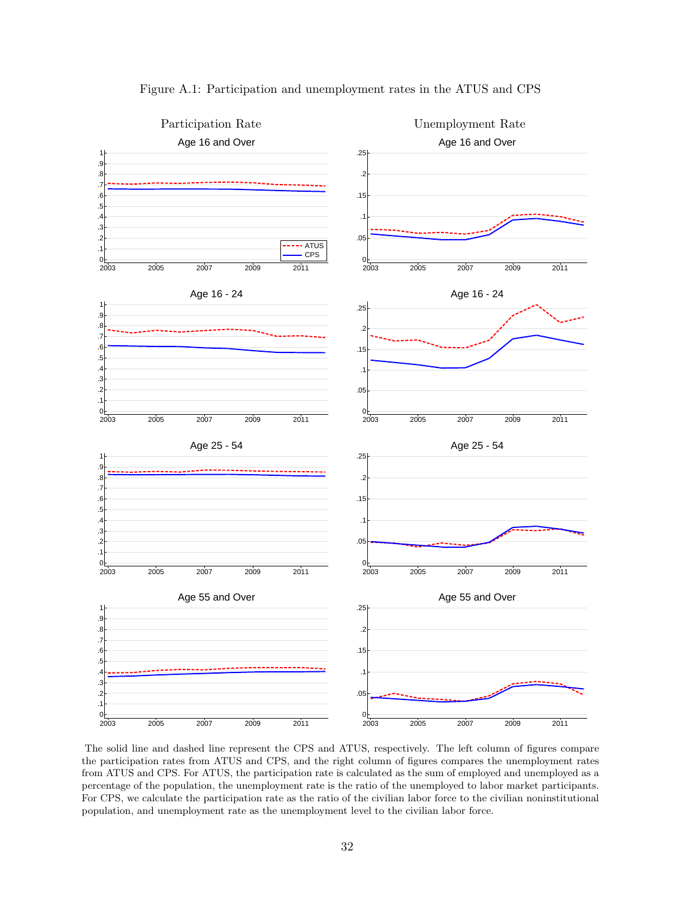Figure A.1: Participation and unemployment rates in the ATUS and CPS

Participation Rate

Age 16 and Over

1
.9
.8
.7
.6
.5
.4
.3
.2
.1
0
2003 2005 2007 2009 2011

ATUS
CPS

Unemployment Rate

Age 16 and Over

.25
.2
.15
.1
.05
0
2003 2005 2007 2009 2011

Age 16 - 24

1
.9
.8
.7
.6
.5
.4
.3
.2
.1
0
2003 2005 2007 2009 2011

Age 16 - 24

.25
.2
.15
.1
.05
0
2003 2005 2007 2009 2011

Age 25 - 54

1
.9
.8
.7
.6
.5
.4
.3
.2
.1
0
2003 2005 2007 2009 2011

Age 25 - 54

.25
.2
.15
.1
.05
0
2003 2005 2007 2009 2011

Age 55 and Over

1
.9
.8
.7
.6
.5
.4
.3
.2
.1
0
2003 2005 2007 2009 2011

Age 55 and Over

.25
.2
.15
.1
.05
0
2003 2005 2007 2009 2011

The solid line and dashed line represent the CPS and ATUS, respectively. The left column of figures compare the participation rates from ATUS and CPS, and the right column of figures compares the unemployment rates from ATUS and CPS. For ATUS, the participation rate is calculated as the sum of employed and unemployed as a percentage of the population, the unemployment rate is the ratio of the unemployed to labor market participants. For CPS, we calculate the participation rate as the ratio of the civilian labor force to the civilian noninstitutional population, and unemployment rate as the unemployment level to the civilian labor force.